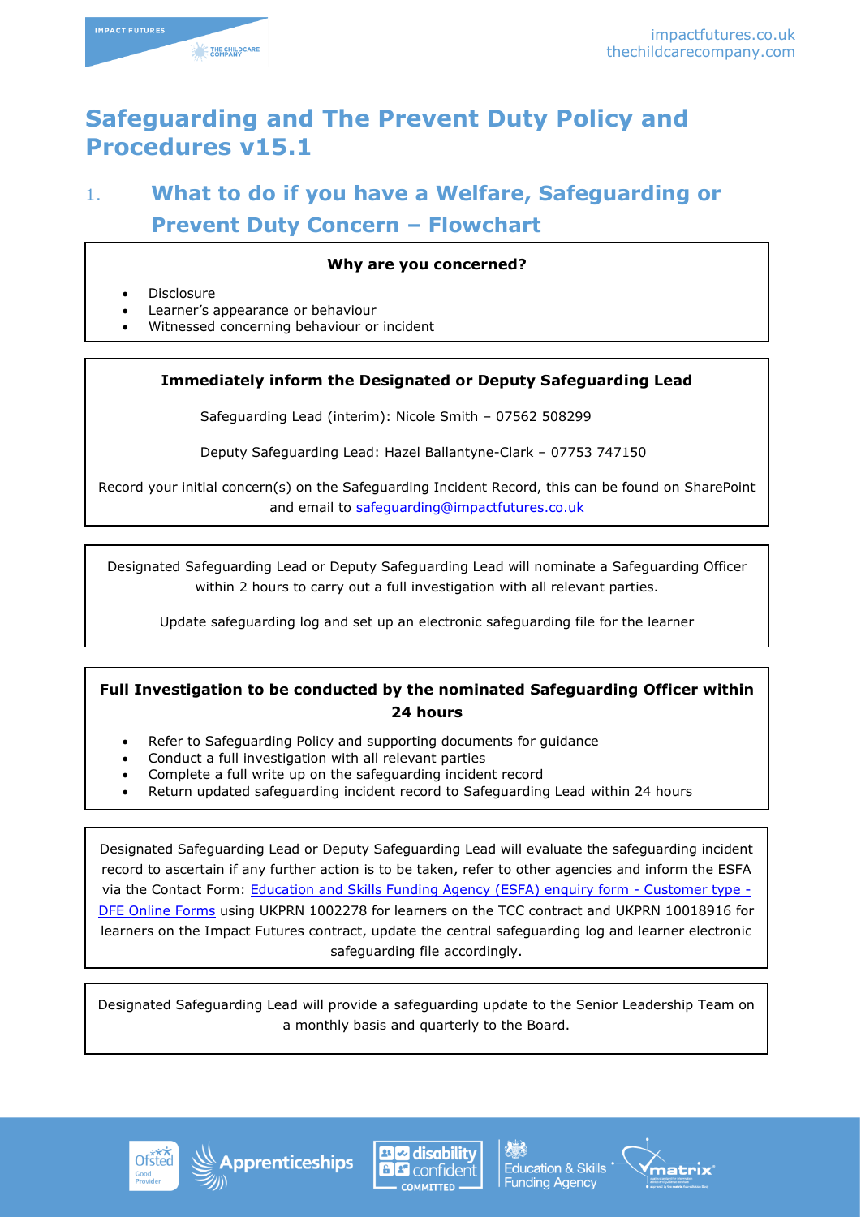# Safeguarding and The Prevent Duty Policy and Procedures v15.1

## 1. What to do if you have a Welfare, Safeguarding or Prevent Duty Concern – Flowchart

**Why are you concerned?**

- Disclosure
- Learner's appearance or behaviour
- Witnessed concerning behaviour or incident

**Immediately inform the Designated or Deputy Safeguarding Lead**

Safeguarding Lead (interim): Nicole Smith – 07562 508299

Deputy Safeguarding Lead: Hazel Ballantyne-Clark – 07753 747150

Record your initial concern(s) on the Safeguarding Incident Record, this can be found on SharePoint and email to safeguarding@impactfutures.co.uk

Designated Safeguarding Lead or Deputy Safeguarding Lead will nominate a Safeguarding Officer within 2 hours to carry out a full investigation with all relevant parties.

Update safeguarding log and set up an electronic safeguarding file for the learner

**Full Investigation to be conducted by the nominated Safeguarding Officer within 24 hours**

- Refer to Safeguarding Policy and supporting documents for guidance
- Conduct a full investigation with all relevant parties
- Complete a full write up on the safeguarding incident record
- Return updated safeguarding incident record to Safeguarding Lead within 24 hours

Designated Safeguarding Lead or Deputy Safeguarding Lead will evaluate the safeguarding incident record to ascertain if any further action is to be taken, refer to other agencies and inform the ESFA via the Contact Form: Education and Skills Funding Agency (ESFA) enquiry form - Customer type - DFE Online Forms using UKPRN 1002278 for learners on the TCC contract and UKPRN 10018916 for learners on the Impact Futures contract, update the central safeguarding log and learner electronic safeguarding file accordingly.

Designated Safeguarding Lead will provide a safeguarding update to the Senior Leadership Team on a monthly basis and quarterly to the Board.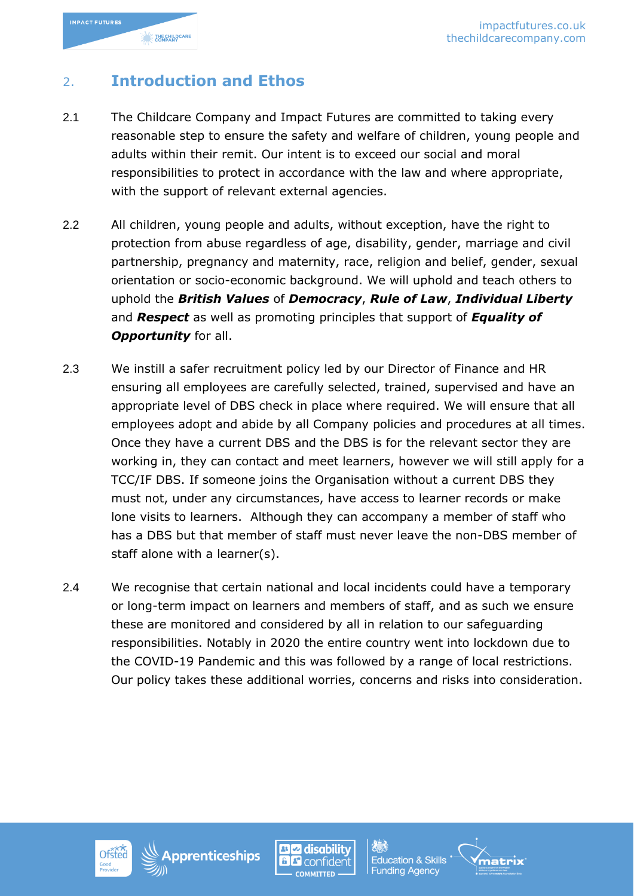## 2. Introduction and Ethos

2.1 The Childcare Company and Impact Futures are committed to taking every reasonable step to ensure the safety and welfare of children, young people and adults within their remit. Our intent is to exceed our social and moral responsibilities to protect in accordance with the law and where appropriate, with the support of relevant external agencies.

2.2 All children, young people and adults, without exception, have the right to protection from abuse regardless of age, disability, gender, marriage and civil partnership, pregnancy and maternity, race, religion and belief, gender, sexual orientation or socio-economic background. We will uphold and teach others to uphold the ***British Values*** of ***Democracy***, ***Rule of Law***, ***Individual Liberty*** and ***Respect*** as well as promoting principles that support of ***Equality of Opportunity*** for all.

2.3 We instill a safer recruitment policy led by our Director of Finance and HR ensuring all employees are carefully selected, trained, supervised and have an appropriate level of DBS check in place where required. We will ensure that all employees adopt and abide by all Company policies and procedures at all times. Once they have a current DBS and the DBS is for the relevant sector they are working in, they can contact and meet learners, however we will still apply for a TCC/IF DBS. If someone joins the Organisation without a current DBS they must not, under any circumstances, have access to learner records or make lone visits to learners. Although they can accompany a member of staff who has a DBS but that member of staff must never leave the non-DBS member of staff alone with a learner(s).

2.4 We recognise that certain national and local incidents could have a temporary or long-term impact on learners and members of staff, and as such we ensure these are monitored and considered by all in relation to our safeguarding responsibilities. Notably in 2020 the entire country went into lockdown due to the COVID-19 Pandemic and this was followed by a range of local restrictions. Our policy takes these additional worries, concerns and risks into consideration.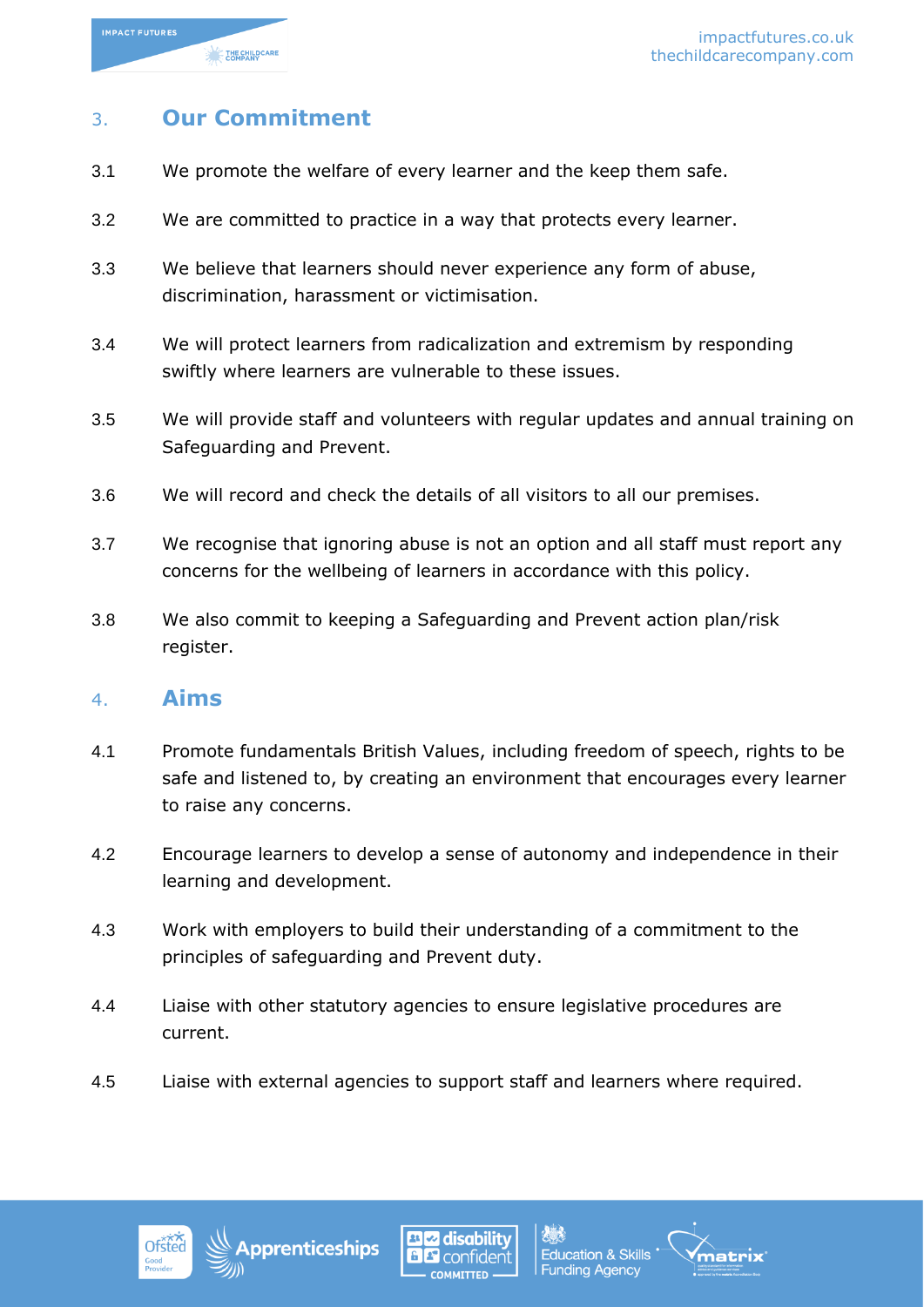## 3. Our Commitment

3.1 We promote the welfare of every learner and the keep them safe.

3.2 We are committed to practice in a way that protects every learner.

3.3 We believe that learners should never experience any form of abuse, discrimination, harassment or victimisation.

3.4 We will protect learners from radicalization and extremism by responding swiftly where learners are vulnerable to these issues.

3.5 We will provide staff and volunteers with regular updates and annual training on Safeguarding and Prevent.

3.6 We will record and check the details of all visitors to all our premises.

3.7 We recognise that ignoring abuse is not an option and all staff must report any concerns for the wellbeing of learners in accordance with this policy.

3.8 We also commit to keeping a Safeguarding and Prevent action plan/risk register.

## 4. Aims

4.1 Promote fundamentals British Values, including freedom of speech, rights to be safe and listened to, by creating an environment that encourages every learner to raise any concerns.

4.2 Encourage learners to develop a sense of autonomy and independence in their learning and development.

4.3 Work with employers to build their understanding of a commitment to the principles of safeguarding and Prevent duty.

4.4 Liaise with other statutory agencies to ensure legislative procedures are current.

4.5 Liaise with external agencies to support staff and learners where required.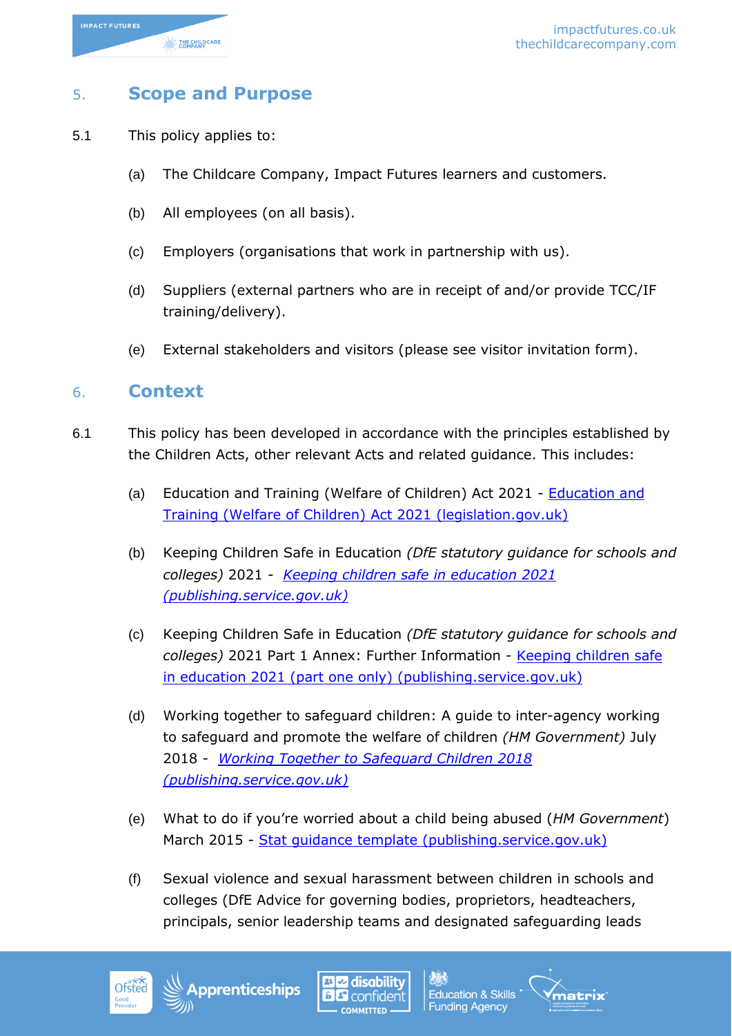## 5. Scope and Purpose

5.1 This policy applies to:

(a) The Childcare Company, Impact Futures learners and customers.

(b) All employees (on all basis).

(c) Employers (organisations that work in partnership with us).

(d) Suppliers (external partners who are in receipt of and/or provide TCC/IF training/delivery).

(e) External stakeholders and visitors (please see visitor invitation form).

## 6. Context

6.1 This policy has been developed in accordance with the principles established by the Children Acts, other relevant Acts and related guidance. This includes:

(a) Education and Training (Welfare of Children) Act 2021 - Education and Training (Welfare of Children) Act 2021 (legislation.gov.uk)

(b) Keeping Children Safe in Education *(DfE statutory guidance for schools and colleges)* 2021 - *Keeping children safe in education 2021 (publishing.service.gov.uk)*

(c) Keeping Children Safe in Education *(DfE statutory guidance for schools and colleges)* 2021 Part 1 Annex: Further Information - Keeping children safe in education 2021 (part one only) (publishing.service.gov.uk)

(d) Working together to safeguard children: A guide to inter-agency working to safeguard and promote the welfare of children *(HM Government)* July 2018 - *Working Together to Safeguard Children 2018 (publishing.service.gov.uk)*

(e) What to do if you're worried about a child being abused (*HM Government*) March 2015 - Stat guidance template (publishing.service.gov.uk)

(f) Sexual violence and sexual harassment between children in schools and colleges (DfE Advice for governing bodies, proprietors, headteachers, principals, senior leadership teams and designated safeguarding leads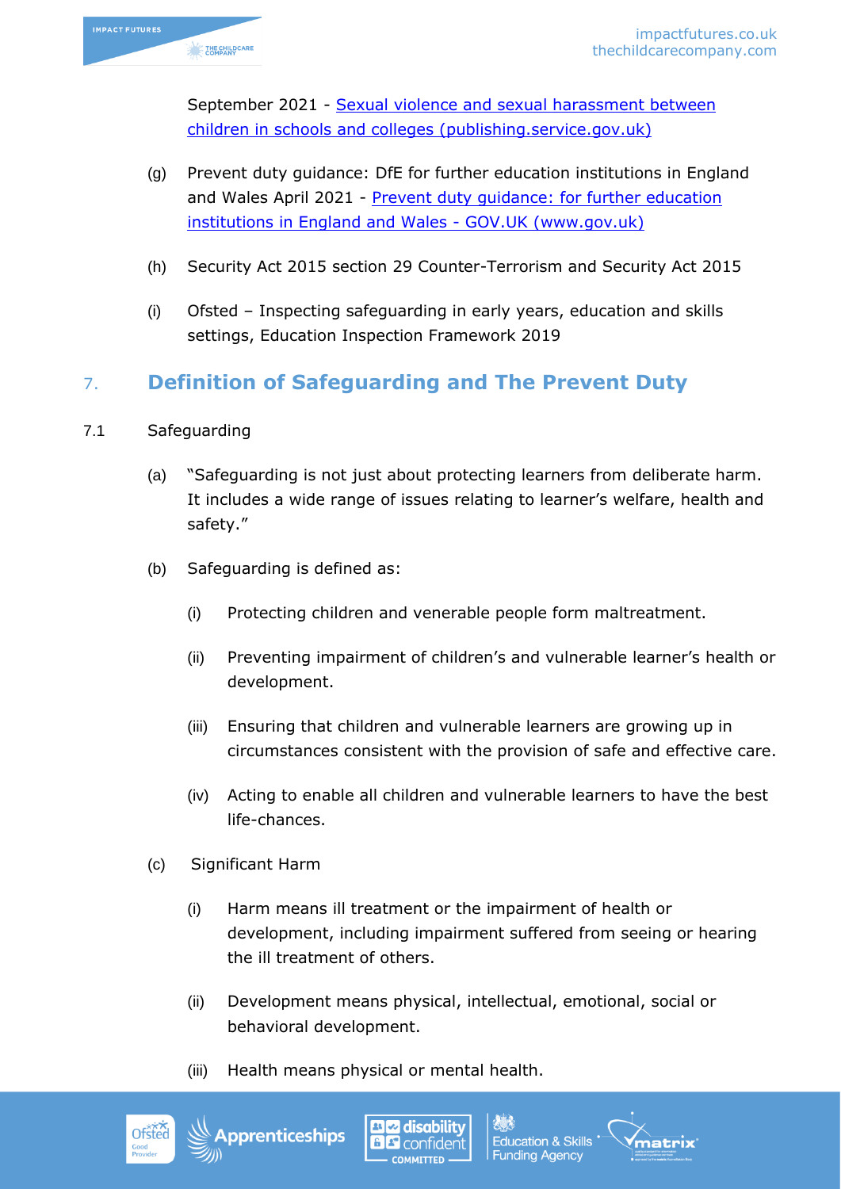September 2021 - [Sexual violence and sexual harassment between children in schools and colleges (publishing.service.gov.uk)]

(g) Prevent duty guidance: DfE for further education institutions in England and Wales April 2021 - [Prevent duty guidance: for further education institutions in England and Wales - GOV.UK (www.gov.uk)]

(h) Security Act 2015 section 29 Counter-Terrorism and Security Act 2015

(i) Ofsted – Inspecting safeguarding in early years, education and skills settings, Education Inspection Framework 2019

## 7. Definition of Safeguarding and The Prevent Duty

7.1 Safeguarding

(a) "Safeguarding is not just about protecting learners from deliberate harm. It includes a wide range of issues relating to learner's welfare, health and safety."

(b) Safeguarding is defined as:

(i) Protecting children and venerable people form maltreatment.

(ii) Preventing impairment of children's and vulnerable learner's health or development.

(iii) Ensuring that children and vulnerable learners are growing up in circumstances consistent with the provision of safe and effective care.

(iv) Acting to enable all children and vulnerable learners to have the best life-chances.

(c) Significant Harm

(i) Harm means ill treatment or the impairment of health or development, including impairment suffered from seeing or hearing the ill treatment of others.

(ii) Development means physical, intellectual, emotional, social or behavioral development.

(iii) Health means physical or mental health.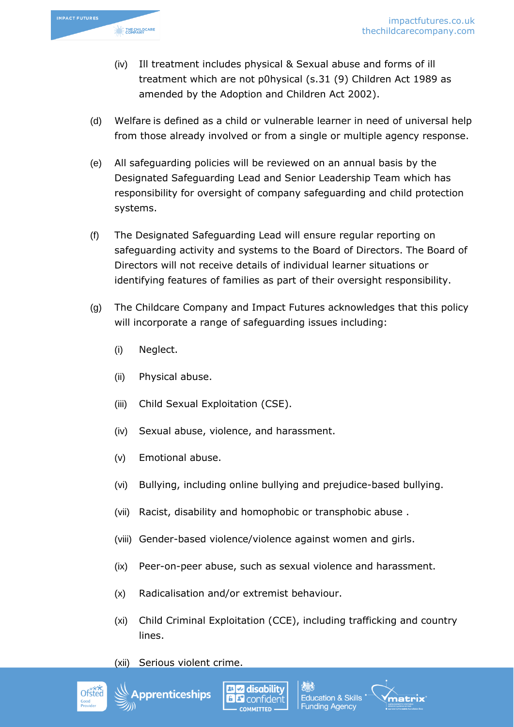(iv) Ill treatment includes physical & Sexual abuse and forms of ill treatment which are not p0hysical (s.31 (9) Children Act 1989 as amended by the Adoption and Children Act 2002).

(d) Welfare is defined as a child or vulnerable learner in need of universal help from those already involved or from a single or multiple agency response.

(e) All safeguarding policies will be reviewed on an annual basis by the Designated Safeguarding Lead and Senior Leadership Team which has responsibility for oversight of company safeguarding and child protection systems.

(f) The Designated Safeguarding Lead will ensure regular reporting on safeguarding activity and systems to the Board of Directors. The Board of Directors will not receive details of individual learner situations or identifying features of families as part of their oversight responsibility.

(g) The Childcare Company and Impact Futures acknowledges that this policy will incorporate a range of safeguarding issues including:

(i) Neglect.

(ii) Physical abuse.

(iii) Child Sexual Exploitation (CSE).

(iv) Sexual abuse, violence, and harassment.

(v) Emotional abuse.

(vi) Bullying, including online bullying and prejudice-based bullying.

(vii) Racist, disability and homophobic or transphobic abuse .

(viii) Gender-based violence/violence against women and girls.

(ix) Peer-on-peer abuse, such as sexual violence and harassment.

(x) Radicalisation and/or extremist behaviour.

(xi) Child Criminal Exploitation (CCE), including trafficking and country lines.

(xii) Serious violent crime.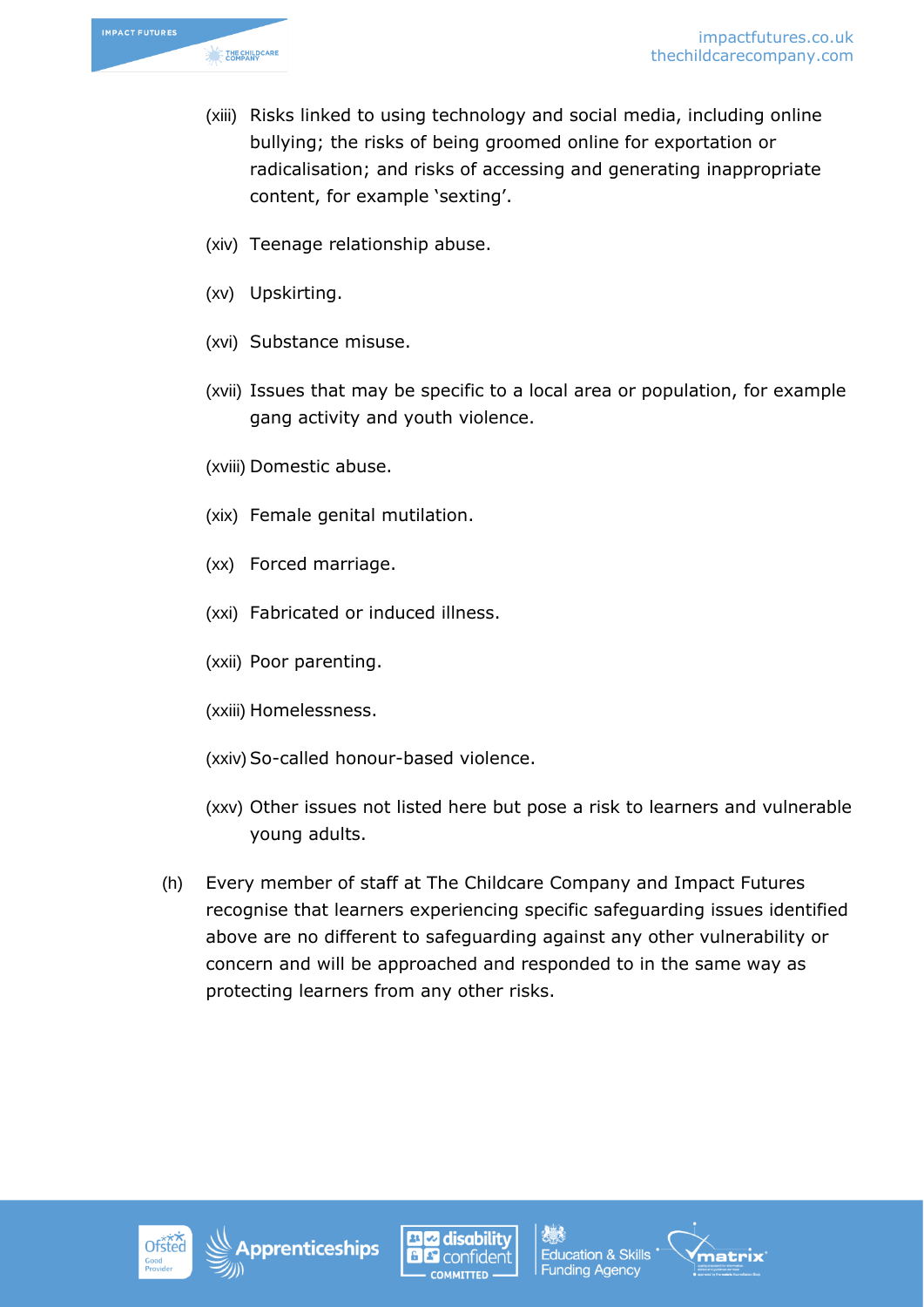(xiii) Risks linked to using technology and social media, including online bullying; the risks of being groomed online for exportation or radicalisation; and risks of accessing and generating inappropriate content, for example 'sexting'.

(xiv) Teenage relationship abuse.

(xv) Upskirting.

(xvi) Substance misuse.

(xvii) Issues that may be specific to a local area or population, for example gang activity and youth violence.

(xviii) Domestic abuse.

(xix) Female genital mutilation.

(xx) Forced marriage.

(xxi) Fabricated or induced illness.

(xxii) Poor parenting.

(xxiii) Homelessness.

(xxiv) So-called honour-based violence.

(xxv) Other issues not listed here but pose a risk to learners and vulnerable young adults.

(h) Every member of staff at The Childcare Company and Impact Futures recognise that learners experiencing specific safeguarding issues identified above are no different to safeguarding against any other vulnerability or concern and will be approached and responded to in the same way as protecting learners from any other risks.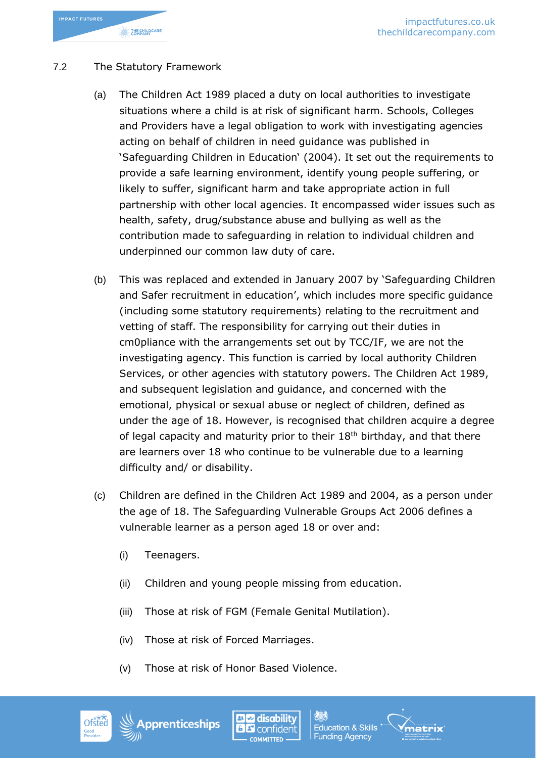## 7.2 The Statutory Framework

(a) The Children Act 1989 placed a duty on local authorities to investigate situations where a child is at risk of significant harm. Schools, Colleges and Providers have a legal obligation to work with investigating agencies acting on behalf of children in need guidance was published in 'Safeguarding Children in Education' (2004). It set out the requirements to provide a safe learning environment, identify young people suffering, or likely to suffer, significant harm and take appropriate action in full partnership with other local agencies. It encompassed wider issues such as health, safety, drug/substance abuse and bullying as well as the contribution made to safeguarding in relation to individual children and underpinned our common law duty of care.

(b) This was replaced and extended in January 2007 by 'Safeguarding Children and Safer recruitment in education', which includes more specific guidance (including some statutory requirements) relating to the recruitment and vetting of staff. The responsibility for carrying out their duties in cm0pliance with the arrangements set out by TCC/IF, we are not the investigating agency. This function is carried by local authority Children Services, or other agencies with statutory powers. The Children Act 1989, and subsequent legislation and guidance, and concerned with the emotional, physical or sexual abuse or neglect of children, defined as under the age of 18. However, is recognised that children acquire a degree of legal capacity and maturity prior to their 18th birthday, and that there are learners over 18 who continue to be vulnerable due to a learning difficulty and/ or disability.

(c) Children are defined in the Children Act 1989 and 2004, as a person under the age of 18. The Safeguarding Vulnerable Groups Act 2006 defines a vulnerable learner as a person aged 18 or over and:

   (i) Teenagers.

   (ii) Children and young people missing from education.

   (iii) Those at risk of FGM (Female Genital Mutilation).

   (iv) Those at risk of Forced Marriages.

   (v) Those at risk of Honor Based Violence.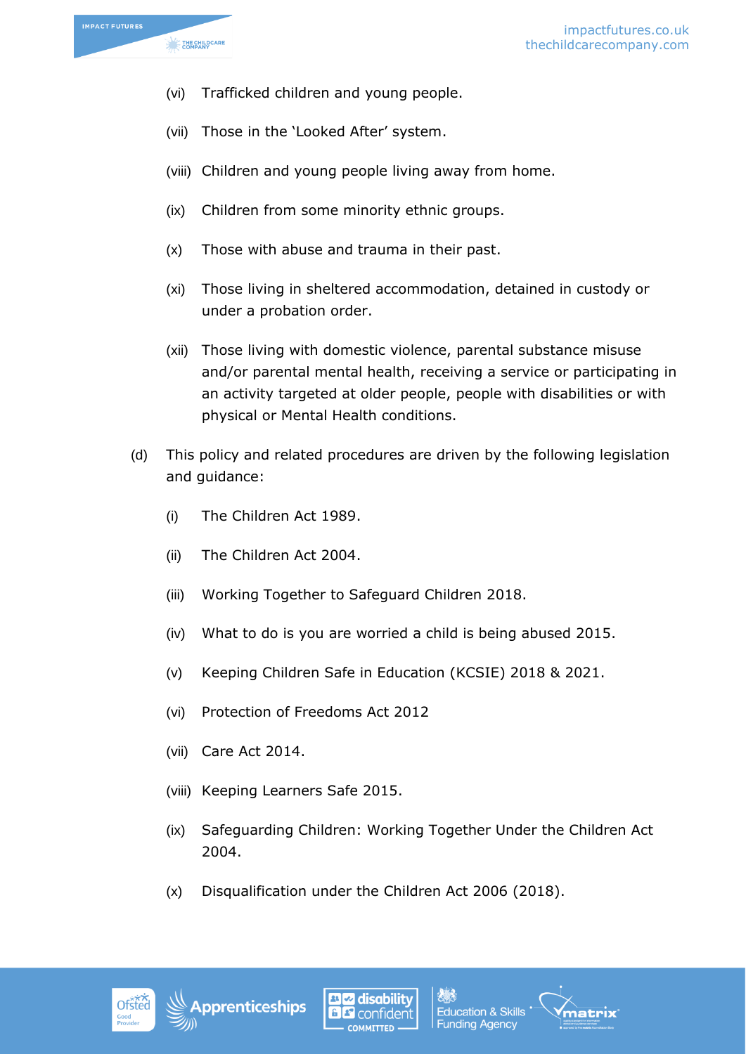(vi) Trafficked children and young people.

(vii) Those in the 'Looked After' system.

(viii) Children and young people living away from home.

(ix) Children from some minority ethnic groups.

(x) Those with abuse and trauma in their past.

(xi) Those living in sheltered accommodation, detained in custody or under a probation order.

(xii) Those living with domestic violence, parental substance misuse and/or parental mental health, receiving a service or participating in an activity targeted at older people, people with disabilities or with physical or Mental Health conditions.

(d) This policy and related procedures are driven by the following legislation and guidance:

(i) The Children Act 1989.

(ii) The Children Act 2004.

(iii) Working Together to Safeguard Children 2018.

(iv) What to do is you are worried a child is being abused 2015.

(v) Keeping Children Safe in Education (KCSIE) 2018 & 2021.

(vi) Protection of Freedoms Act 2012

(vii) Care Act 2014.

(viii) Keeping Learners Safe 2015.

(ix) Safeguarding Children: Working Together Under the Children Act 2004.

(x) Disqualification under the Children Act 2006 (2018).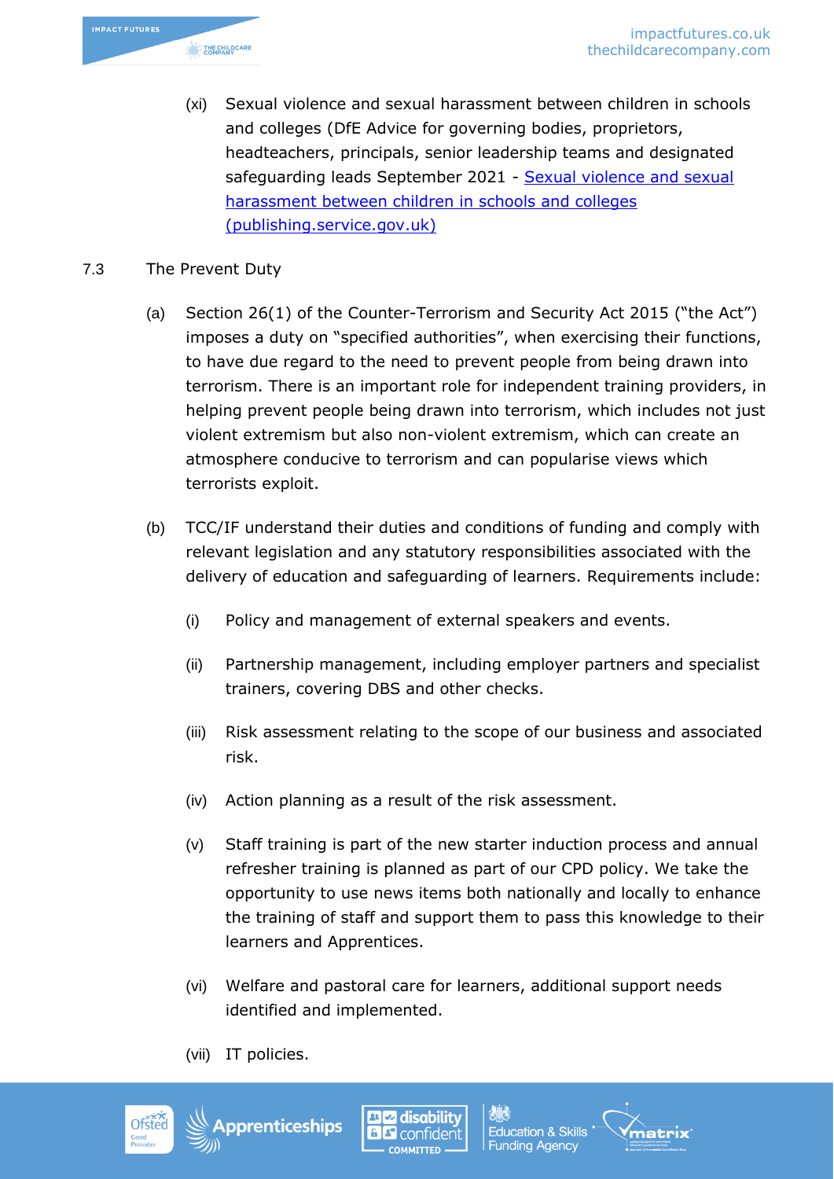(xi) Sexual violence and sexual harassment between children in schools and colleges (DfE Advice for governing bodies, proprietors, headteachers, principals, senior leadership teams and designated safeguarding leads September 2021 - [Sexual violence and sexual harassment between children in schools and colleges (publishing.service.gov.uk)]

## 7.3 The Prevent Duty

(a) Section 26(1) of the Counter-Terrorism and Security Act 2015 ("the Act") imposes a duty on "specified authorities", when exercising their functions, to have due regard to the need to prevent people from being drawn into terrorism. There is an important role for independent training providers, in helping prevent people being drawn into terrorism, which includes not just violent extremism but also non-violent extremism, which can create an atmosphere conducive to terrorism and can popularise views which terrorists exploit.

(b) TCC/IF understand their duties and conditions of funding and comply with relevant legislation and any statutory responsibilities associated with the delivery of education and safeguarding of learners. Requirements include:

(i) Policy and management of external speakers and events.

(ii) Partnership management, including employer partners and specialist trainers, covering DBS and other checks.

(iii) Risk assessment relating to the scope of our business and associated risk.

(iv) Action planning as a result of the risk assessment.

(v) Staff training is part of the new starter induction process and annual refresher training is planned as part of our CPD policy. We take the opportunity to use news items both nationally and locally to enhance the training of staff and support them to pass this knowledge to their learners and Apprentices.

(vi) Welfare and pastoral care for learners, additional support needs identified and implemented.

(vii) IT policies.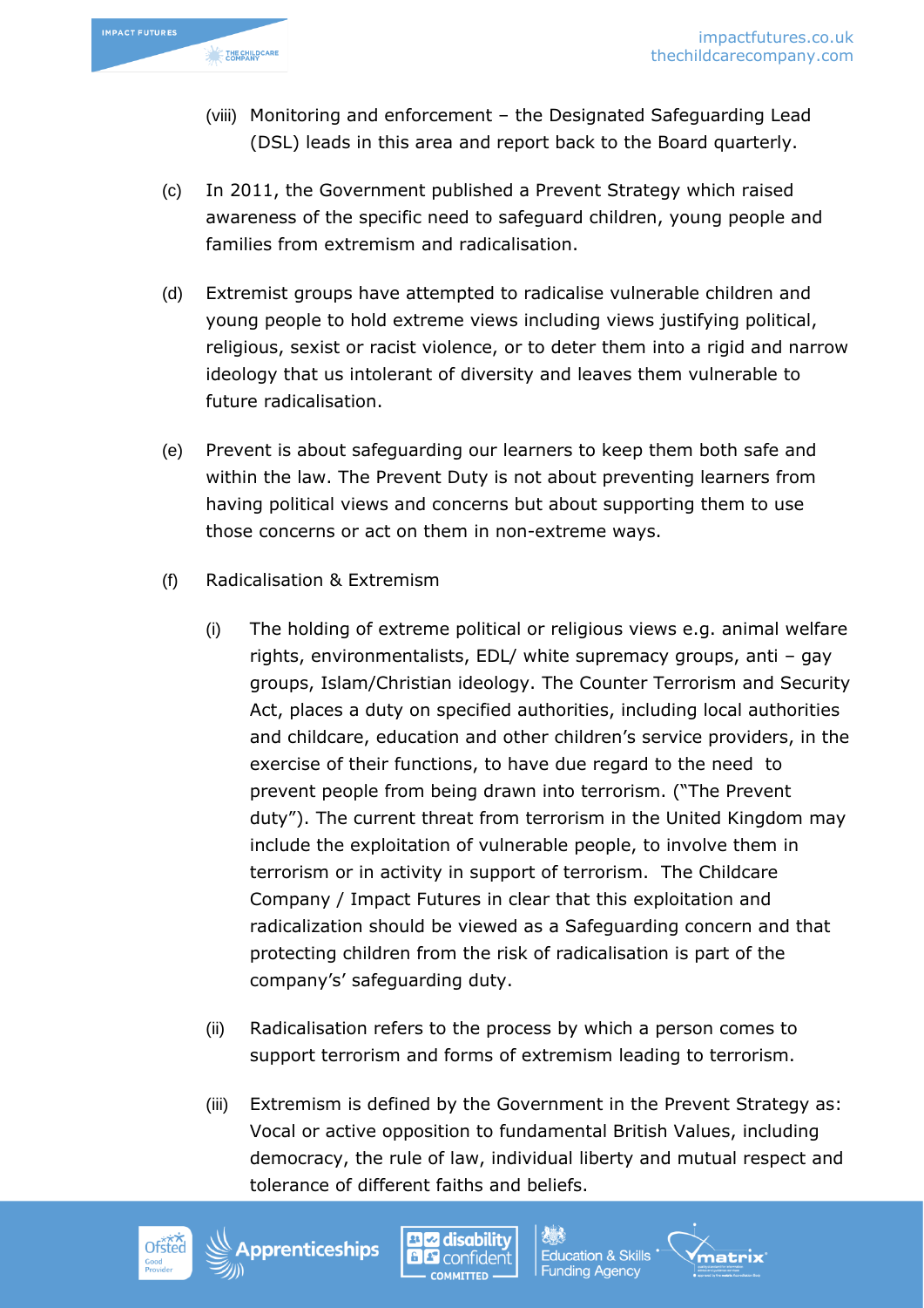(viii) Monitoring and enforcement – the Designated Safeguarding Lead (DSL) leads in this area and report back to the Board quarterly.

(c) In 2011, the Government published a Prevent Strategy which raised awareness of the specific need to safeguard children, young people and families from extremism and radicalisation.

(d) Extremist groups have attempted to radicalise vulnerable children and young people to hold extreme views including views justifying political, religious, sexist or racist violence, or to deter them into a rigid and narrow ideology that us intolerant of diversity and leaves them vulnerable to future radicalisation.

(e) Prevent is about safeguarding our learners to keep them both safe and within the law. The Prevent Duty is not about preventing learners from having political views and concerns but about supporting them to use those concerns or act on them in non-extreme ways.

(f) Radicalisation & Extremism

(i) The holding of extreme political or religious views e.g. animal welfare rights, environmentalists, EDL/ white supremacy groups, anti – gay groups, Islam/Christian ideology. The Counter Terrorism and Security Act, places a duty on specified authorities, including local authorities and childcare, education and other children's service providers, in the exercise of their functions, to have due regard to the need to prevent people from being drawn into terrorism. ("The Prevent duty"). The current threat from terrorism in the United Kingdom may include the exploitation of vulnerable people, to involve them in terrorism or in activity in support of terrorism. The Childcare Company / Impact Futures in clear that this exploitation and radicalization should be viewed as a Safeguarding concern and that protecting children from the risk of radicalisation is part of the company's' safeguarding duty.

(ii) Radicalisation refers to the process by which a person comes to support terrorism and forms of extremism leading to terrorism.

(iii) Extremism is defined by the Government in the Prevent Strategy as: Vocal or active opposition to fundamental British Values, including democracy, the rule of law, individual liberty and mutual respect and tolerance of different faiths and beliefs.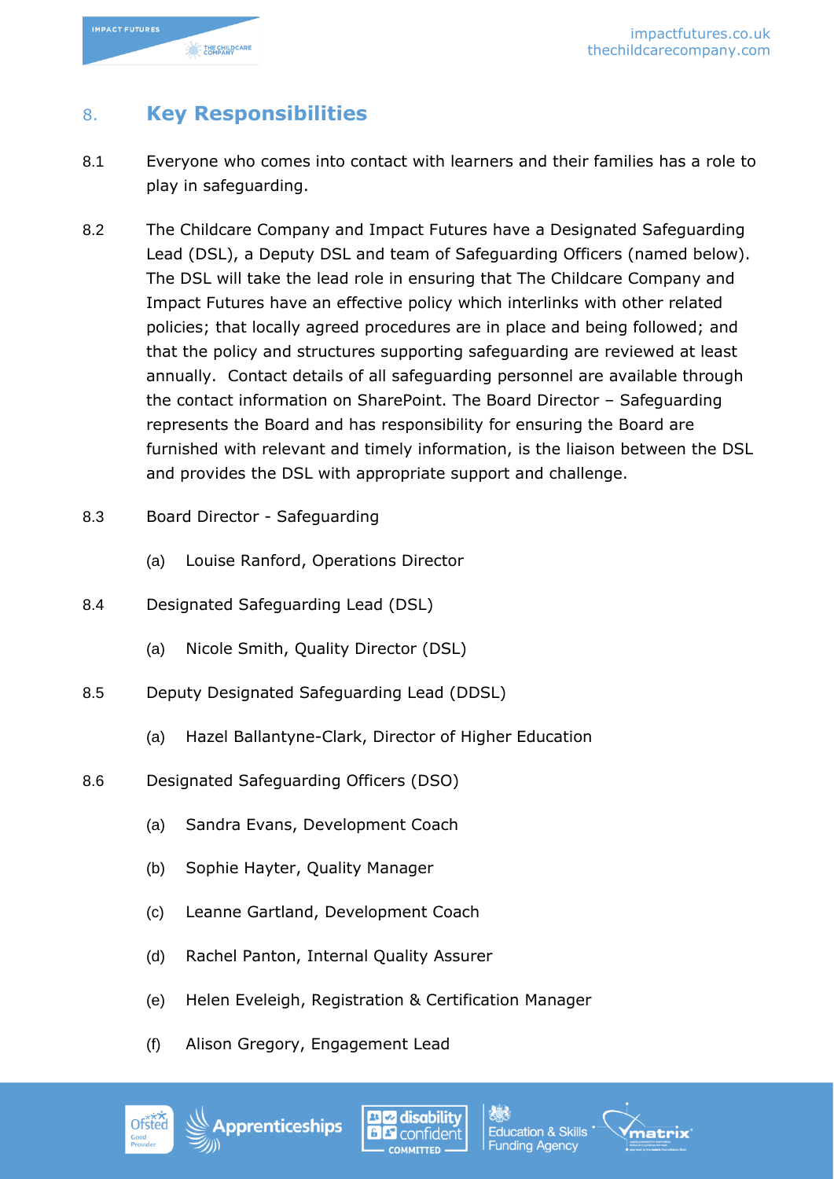## 8. Key Responsibilities

8.1 Everyone who comes into contact with learners and their families has a role to play in safeguarding.

8.2 The Childcare Company and Impact Futures have a Designated Safeguarding Lead (DSL), a Deputy DSL and team of Safeguarding Officers (named below). The DSL will take the lead role in ensuring that The Childcare Company and Impact Futures have an effective policy which interlinks with other related policies; that locally agreed procedures are in place and being followed; and that the policy and structures supporting safeguarding are reviewed at least annually. Contact details of all safeguarding personnel are available through the contact information on SharePoint. The Board Director – Safeguarding represents the Board and has responsibility for ensuring the Board are furnished with relevant and timely information, is the liaison between the DSL and provides the DSL with appropriate support and challenge.

8.3 Board Director - Safeguarding

(a) Louise Ranford, Operations Director

8.4 Designated Safeguarding Lead (DSL)

(a) Nicole Smith, Quality Director (DSL)

8.5 Deputy Designated Safeguarding Lead (DDSL)

(a) Hazel Ballantyne-Clark, Director of Higher Education

8.6 Designated Safeguarding Officers (DSO)

(a) Sandra Evans, Development Coach

(b) Sophie Hayter, Quality Manager

(c) Leanne Gartland, Development Coach

(d) Rachel Panton, Internal Quality Assurer

(e) Helen Eveleigh, Registration & Certification Manager

(f) Alison Gregory, Engagement Lead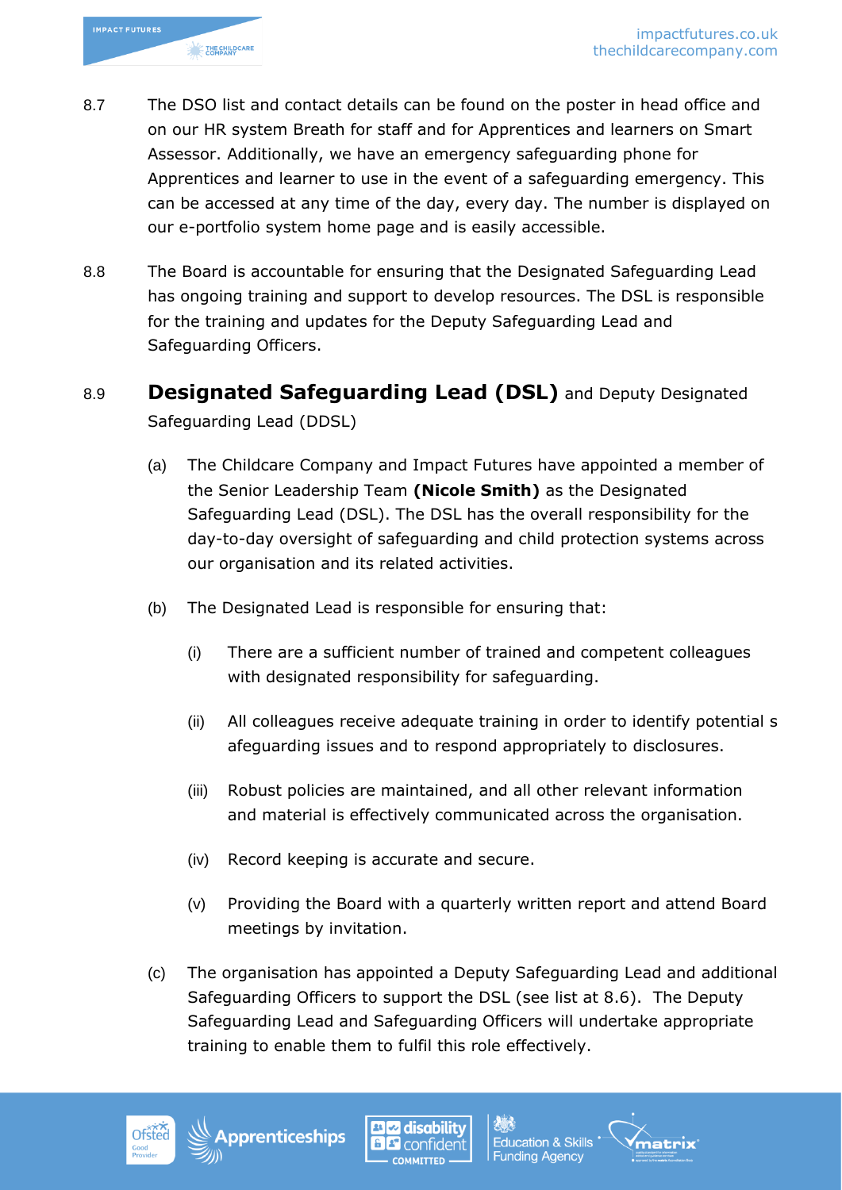8.7 The DSO list and contact details can be found on the poster in head office and on our HR system Breath for staff and for Apprentices and learners on Smart Assessor. Additionally, we have an emergency safeguarding phone for Apprentices and learner to use in the event of a safeguarding emergency. This can be accessed at any time of the day, every day. The number is displayed on our e-portfolio system home page and is easily accessible.

8.8 The Board is accountable for ensuring that the Designated Safeguarding Lead has ongoing training and support to develop resources. The DSL is responsible for the training and updates for the Deputy Safeguarding Lead and Safeguarding Officers.

8.9 **Designated Safeguarding Lead (DSL)** and Deputy Designated Safeguarding Lead (DDSL)

(a) The Childcare Company and Impact Futures have appointed a member of the Senior Leadership Team **(Nicole Smith)** as the Designated Safeguarding Lead (DSL). The DSL has the overall responsibility for the day-to-day oversight of safeguarding and child protection systems across our organisation and its related activities.

(b) The Designated Lead is responsible for ensuring that:

(i) There are a sufficient number of trained and competent colleagues with designated responsibility for safeguarding.

(ii) All colleagues receive adequate training in order to identify potential s afeguarding issues and to respond appropriately to disclosures.

(iii) Robust policies are maintained, and all other relevant information and material is effectively communicated across the organisation.

(iv) Record keeping is accurate and secure.

(v) Providing the Board with a quarterly written report and attend Board meetings by invitation.

(c) The organisation has appointed a Deputy Safeguarding Lead and additional Safeguarding Officers to support the DSL (see list at 8.6). The Deputy Safeguarding Lead and Safeguarding Officers will undertake appropriate training to enable them to fulfil this role effectively.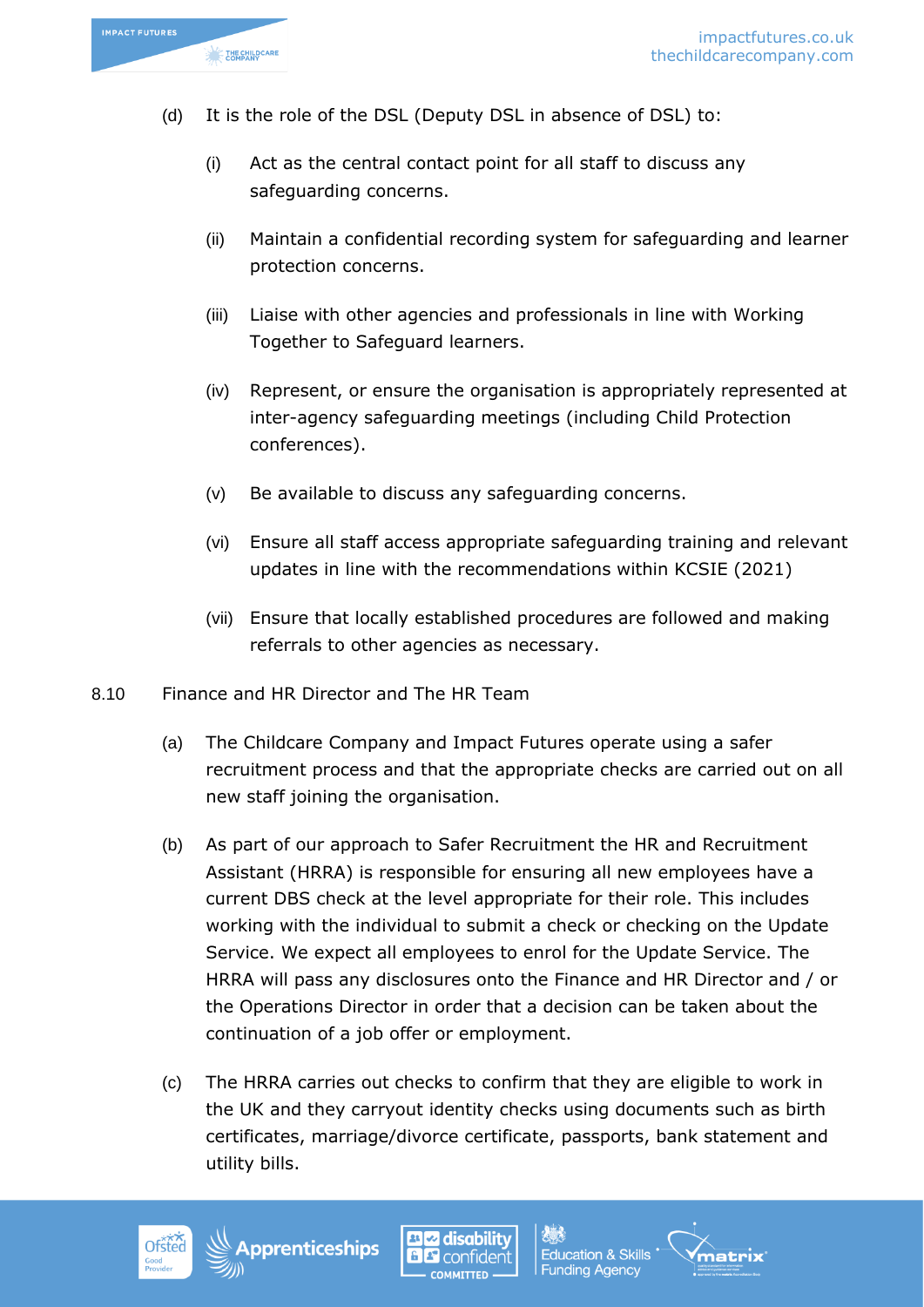(d) It is the role of the DSL (Deputy DSL in absence of DSL) to:

   (i) Act as the central contact point for all staff to discuss any safeguarding concerns.

   (ii) Maintain a confidential recording system for safeguarding and learner protection concerns.

   (iii) Liaise with other agencies and professionals in line with Working Together to Safeguard learners.

   (iv) Represent, or ensure the organisation is appropriately represented at inter-agency safeguarding meetings (including Child Protection conferences).

   (v) Be available to discuss any safeguarding concerns.

   (vi) Ensure all staff access appropriate safeguarding training and relevant updates in line with the recommendations within KCSIE (2021)

   (vii) Ensure that locally established procedures are followed and making referrals to other agencies as necessary.

8.10 Finance and HR Director and The HR Team

(a) The Childcare Company and Impact Futures operate using a safer recruitment process and that the appropriate checks are carried out on all new staff joining the organisation.

(b) As part of our approach to Safer Recruitment the HR and Recruitment Assistant (HRRA) is responsible for ensuring all new employees have a current DBS check at the level appropriate for their role. This includes working with the individual to submit a check or checking on the Update Service. We expect all employees to enrol for the Update Service. The HRRA will pass any disclosures onto the Finance and HR Director and / or the Operations Director in order that a decision can be taken about the continuation of a job offer or employment.

(c) The HRRA carries out checks to confirm that they are eligible to work in the UK and they carryout identity checks using documents such as birth certificates, marriage/divorce certificate, passports, bank statement and utility bills.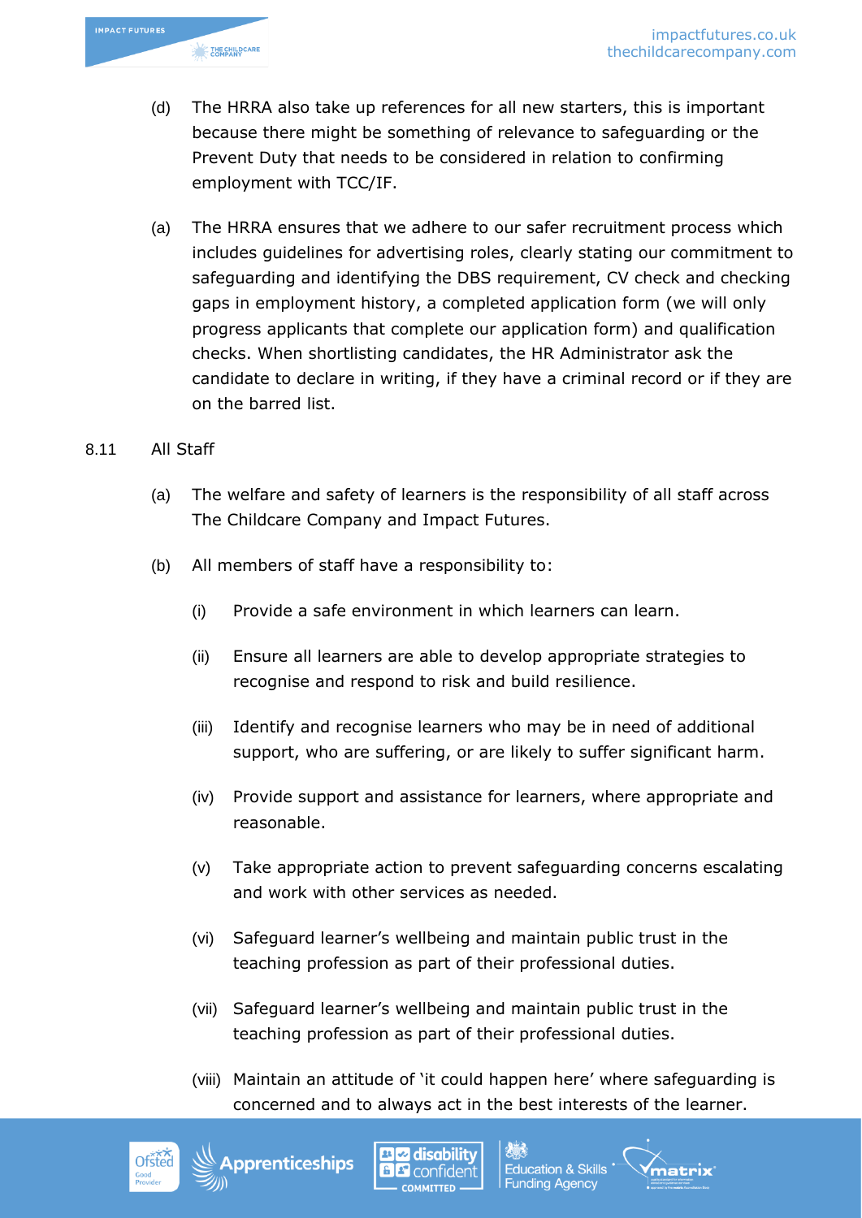(d) The HRRA also take up references for all new starters, this is important because there might be something of relevance to safeguarding or the Prevent Duty that needs to be considered in relation to confirming employment with TCC/IF.

(a) The HRRA ensures that we adhere to our safer recruitment process which includes guidelines for advertising roles, clearly stating our commitment to safeguarding and identifying the DBS requirement, CV check and checking gaps in employment history, a completed application form (we will only progress applicants that complete our application form) and qualification checks. When shortlisting candidates, the HR Administrator ask the candidate to declare in writing, if they have a criminal record or if they are on the barred list.

8.11 All Staff

(a) The welfare and safety of learners is the responsibility of all staff across The Childcare Company and Impact Futures.

(b) All members of staff have a responsibility to:

(i) Provide a safe environment in which learners can learn.

(ii) Ensure all learners are able to develop appropriate strategies to recognise and respond to risk and build resilience.

(iii) Identify and recognise learners who may be in need of additional support, who are suffering, or are likely to suffer significant harm.

(iv) Provide support and assistance for learners, where appropriate and reasonable.

(v) Take appropriate action to prevent safeguarding concerns escalating and work with other services as needed.

(vi) Safeguard learner's wellbeing and maintain public trust in the teaching profession as part of their professional duties.

(vii) Safeguard learner's wellbeing and maintain public trust in the teaching profession as part of their professional duties.

(viii) Maintain an attitude of 'it could happen here' where safeguarding is concerned and to always act in the best interests of the learner.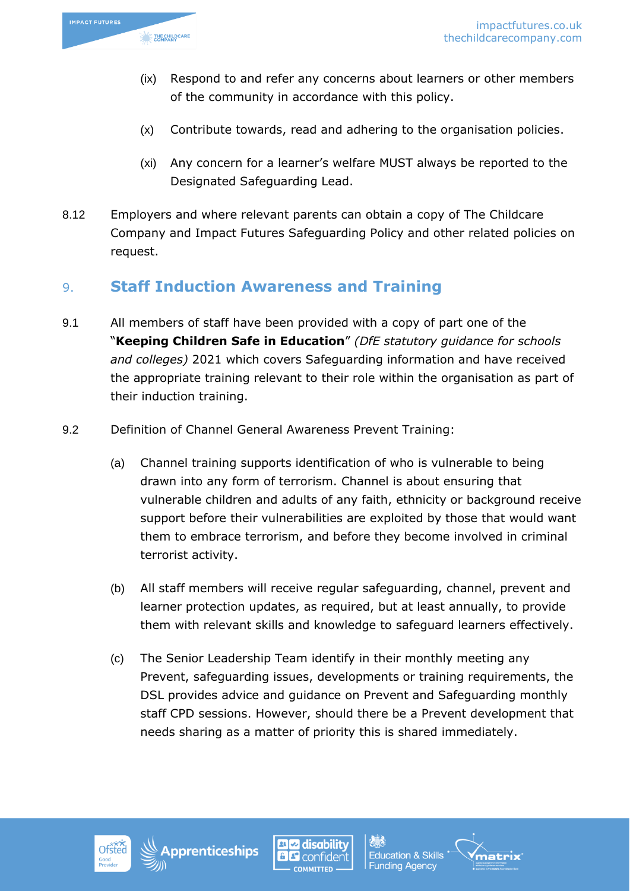(ix) Respond to and refer any concerns about learners or other members of the community in accordance with this policy.

(x) Contribute towards, read and adhering to the organisation policies.

(xi) Any concern for a learner's welfare MUST always be reported to the Designated Safeguarding Lead.

8.12 Employers and where relevant parents can obtain a copy of The Childcare Company and Impact Futures Safeguarding Policy and other related policies on request.

## 9. Staff Induction Awareness and Training

9.1 All members of staff have been provided with a copy of part one of the "**Keeping Children Safe in Education**" *(DfE statutory guidance for schools and colleges)* 2021 which covers Safeguarding information and have received the appropriate training relevant to their role within the organisation as part of their induction training.

9.2 Definition of Channel General Awareness Prevent Training:

(a) Channel training supports identification of who is vulnerable to being drawn into any form of terrorism. Channel is about ensuring that vulnerable children and adults of any faith, ethnicity or background receive support before their vulnerabilities are exploited by those that would want them to embrace terrorism, and before they become involved in criminal terrorist activity.

(b) All staff members will receive regular safeguarding, channel, prevent and learner protection updates, as required, but at least annually, to provide them with relevant skills and knowledge to safeguard learners effectively.

(c) The Senior Leadership Team identify in their monthly meeting any Prevent, safeguarding issues, developments or training requirements, the DSL provides advice and guidance on Prevent and Safeguarding monthly staff CPD sessions. However, should there be a Prevent development that needs sharing as a matter of priority this is shared immediately.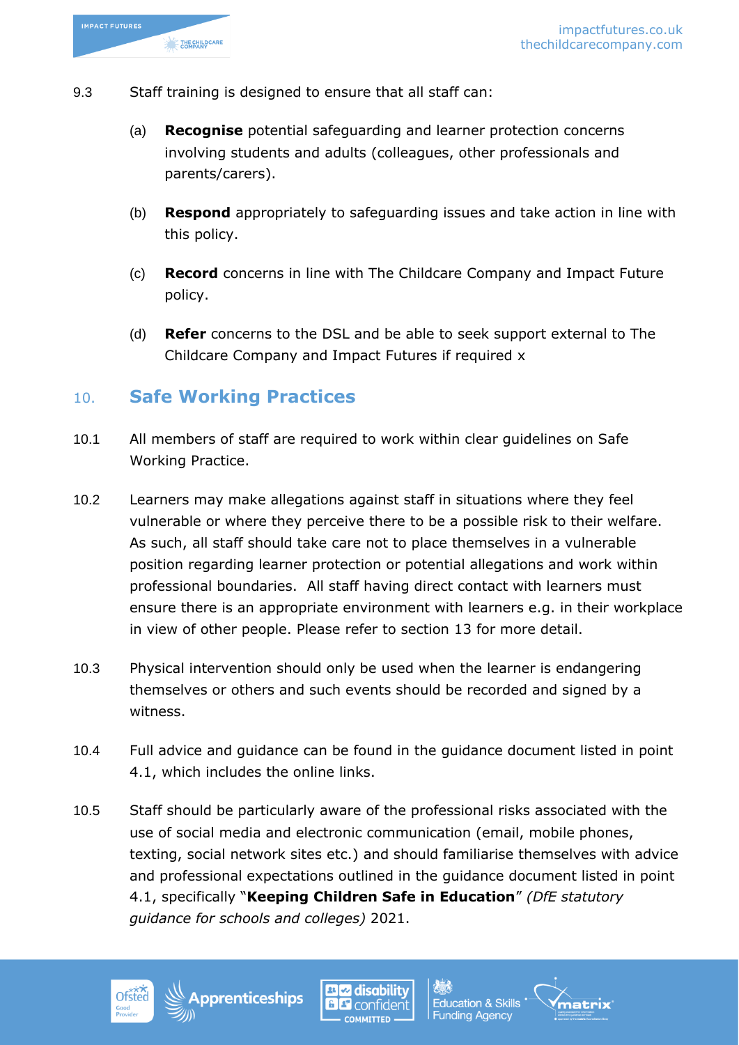9.3 Staff training is designed to ensure that all staff can:

(a) **Recognise** potential safeguarding and learner protection concerns involving students and adults (colleagues, other professionals and parents/carers).

(b) **Respond** appropriately to safeguarding issues and take action in line with this policy.

(c) **Record** concerns in line with The Childcare Company and Impact Future policy.

(d) **Refer** concerns to the DSL and be able to seek support external to The Childcare Company and Impact Futures if required x

## 10. Safe Working Practices

10.1 All members of staff are required to work within clear guidelines on Safe Working Practice.

10.2 Learners may make allegations against staff in situations where they feel vulnerable or where they perceive there to be a possible risk to their welfare. As such, all staff should take care not to place themselves in a vulnerable position regarding learner protection or potential allegations and work within professional boundaries. All staff having direct contact with learners must ensure there is an appropriate environment with learners e.g. in their workplace in view of other people. Please refer to section 13 for more detail.

10.3 Physical intervention should only be used when the learner is endangering themselves or others and such events should be recorded and signed by a witness.

10.4 Full advice and guidance can be found in the guidance document listed in point 4.1, which includes the online links.

10.5 Staff should be particularly aware of the professional risks associated with the use of social media and electronic communication (email, mobile phones, texting, social network sites etc.) and should familiarise themselves with advice and professional expectations outlined in the guidance document listed in point 4.1, specifically "**Keeping Children Safe in Education**" *(DfE statutory guidance for schools and colleges)* 2021.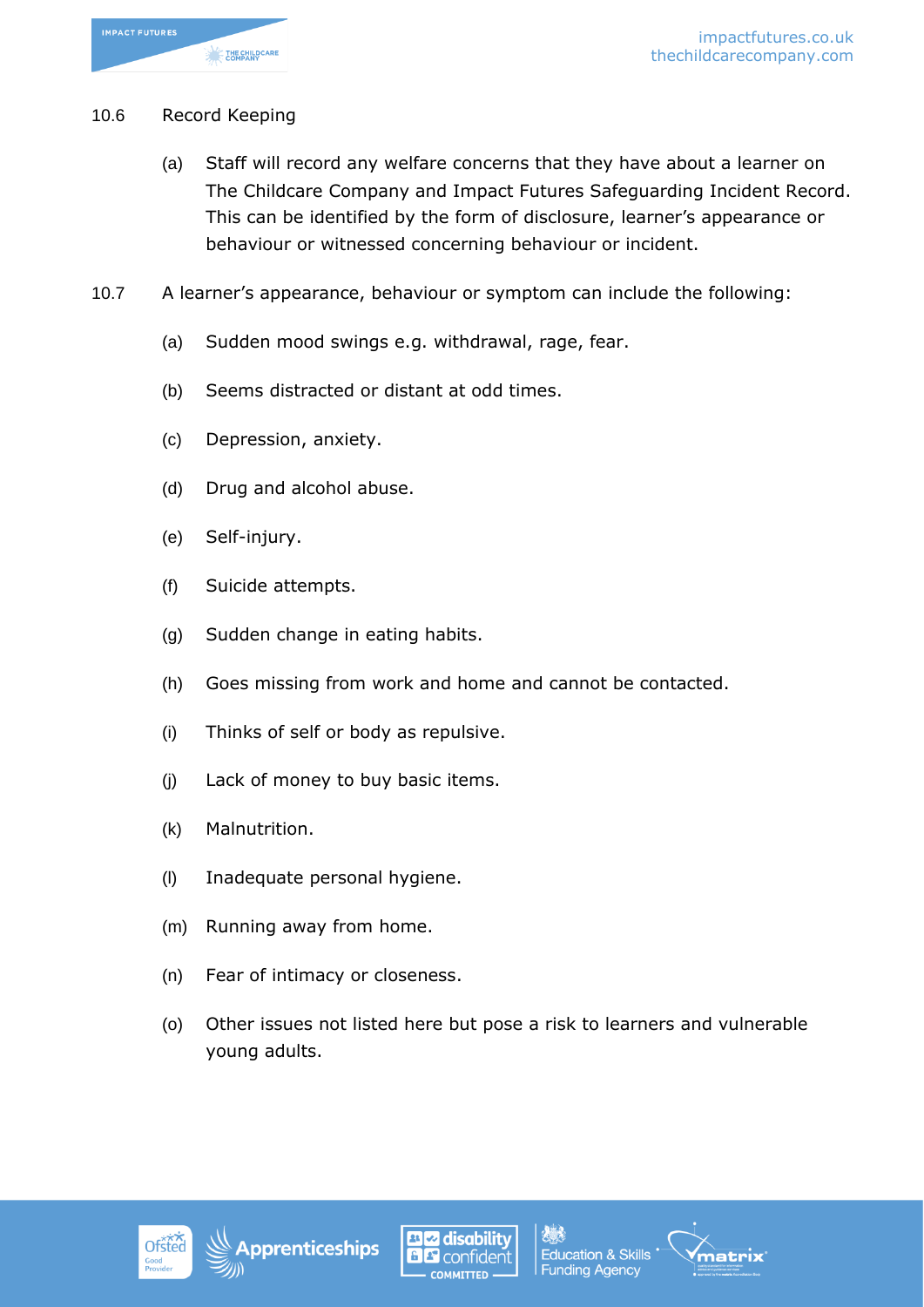10.6 Record Keeping

(a) Staff will record any welfare concerns that they have about a learner on The Childcare Company and Impact Futures Safeguarding Incident Record. This can be identified by the form of disclosure, learner's appearance or behaviour or witnessed concerning behaviour or incident.

10.7 A learner's appearance, behaviour or symptom can include the following:

(a) Sudden mood swings e.g. withdrawal, rage, fear.

(b) Seems distracted or distant at odd times.

(c) Depression, anxiety.

(d) Drug and alcohol abuse.

(e) Self-injury.

(f) Suicide attempts.

(g) Sudden change in eating habits.

(h) Goes missing from work and home and cannot be contacted.

(i) Thinks of self or body as repulsive.

(j) Lack of money to buy basic items.

(k) Malnutrition.

(l) Inadequate personal hygiene.

(m) Running away from home.

(n) Fear of intimacy or closeness.

(o) Other issues not listed here but pose a risk to learners and vulnerable young adults.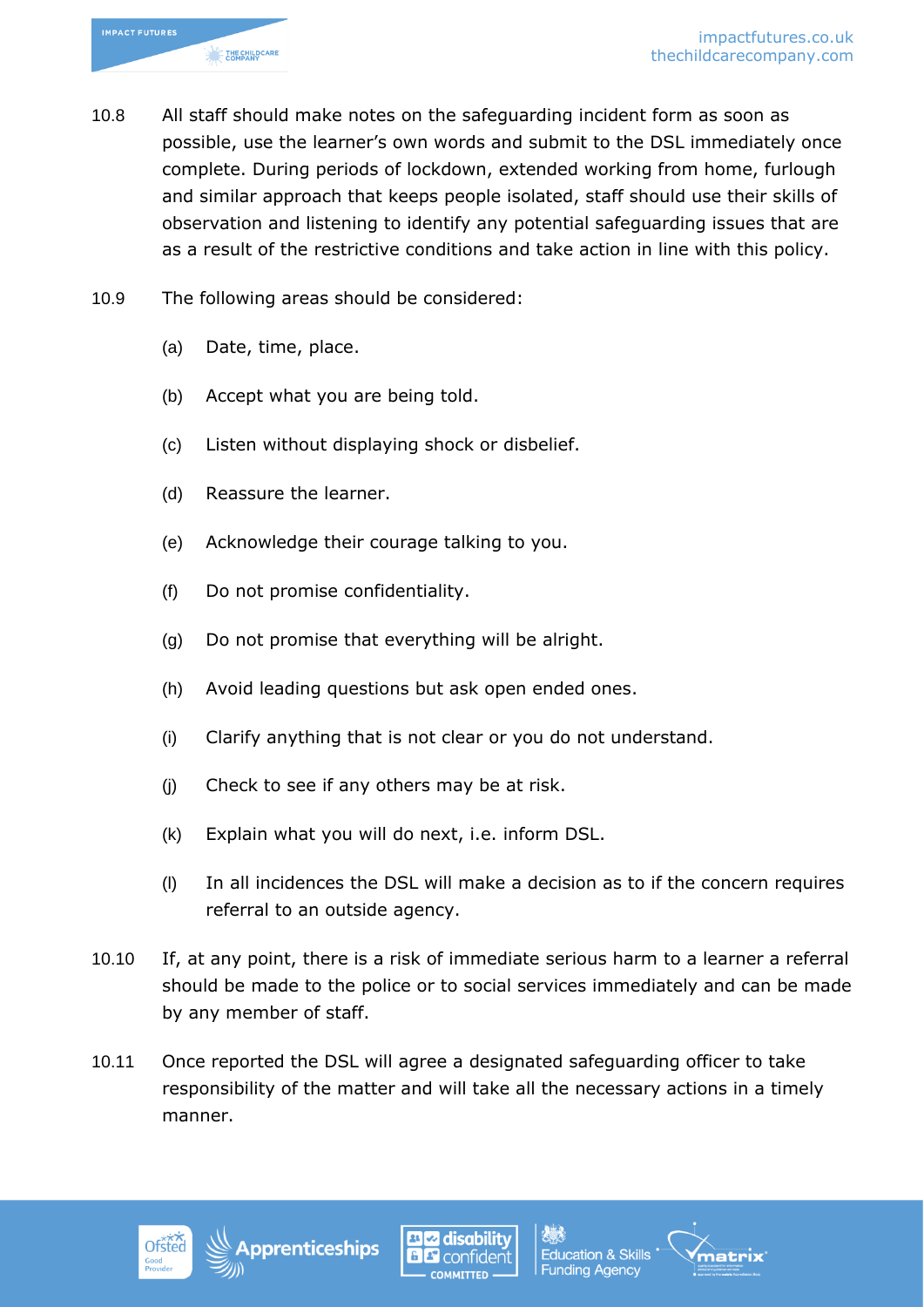10.8 All staff should make notes on the safeguarding incident form as soon as possible, use the learner's own words and submit to the DSL immediately once complete. During periods of lockdown, extended working from home, furlough and similar approach that keeps people isolated, staff should use their skills of observation and listening to identify any potential safeguarding issues that are as a result of the restrictive conditions and take action in line with this policy.

10.9 The following areas should be considered:

(a) Date, time, place.

(b) Accept what you are being told.

(c) Listen without displaying shock or disbelief.

(d) Reassure the learner.

(e) Acknowledge their courage talking to you.

(f) Do not promise confidentiality.

(g) Do not promise that everything will be alright.

(h) Avoid leading questions but ask open ended ones.

(i) Clarify anything that is not clear or you do not understand.

(j) Check to see if any others may be at risk.

(k) Explain what you will do next, i.e. inform DSL.

(l) In all incidences the DSL will make a decision as to if the concern requires referral to an outside agency.

10.10 If, at any point, there is a risk of immediate serious harm to a learner a referral should be made to the police or to social services immediately and can be made by any member of staff.

10.11 Once reported the DSL will agree a designated safeguarding officer to take responsibility of the matter and will take all the necessary actions in a timely manner.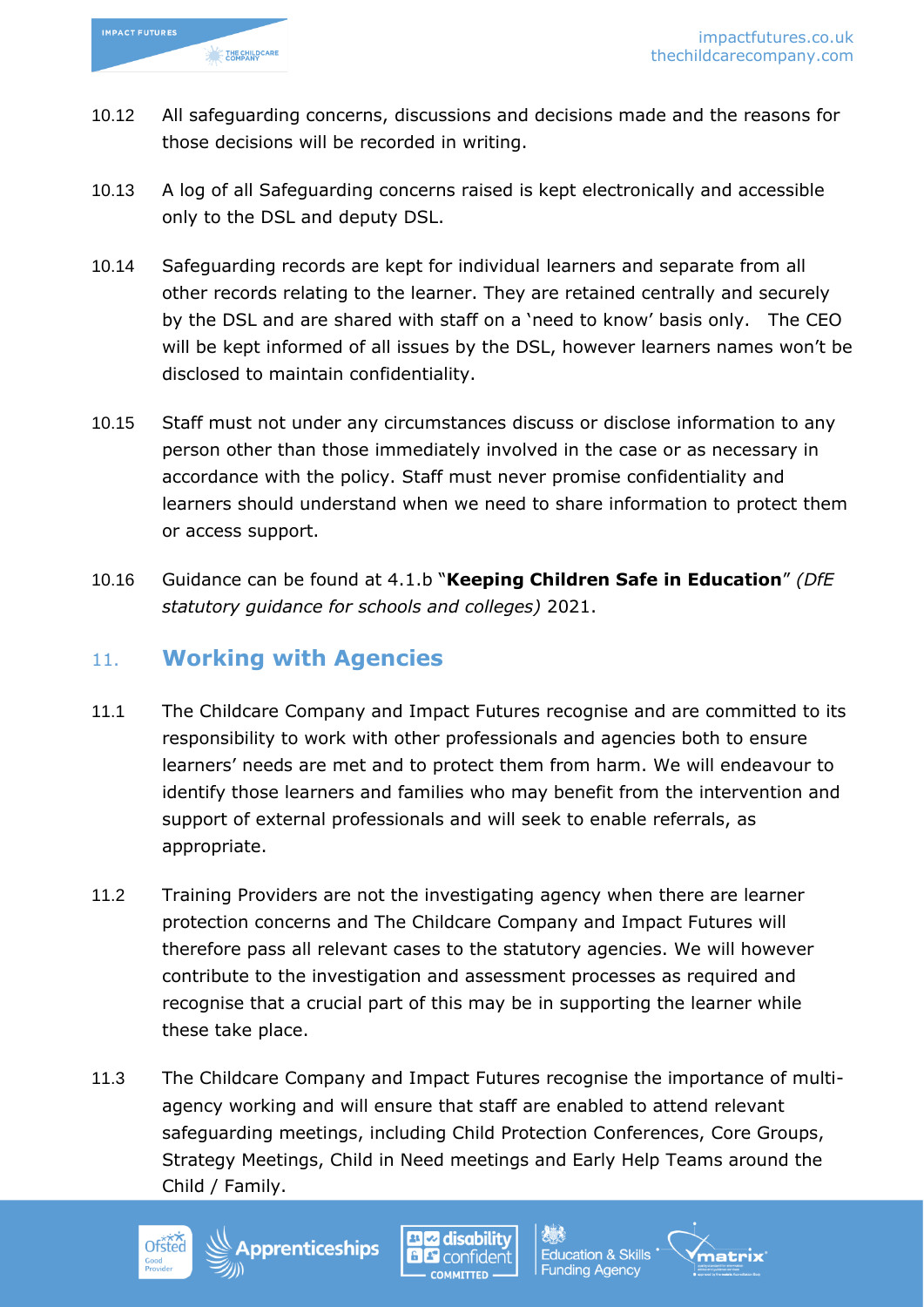10.12 All safeguarding concerns, discussions and decisions made and the reasons for those decisions will be recorded in writing.

10.13 A log of all Safeguarding concerns raised is kept electronically and accessible only to the DSL and deputy DSL.

10.14 Safeguarding records are kept for individual learners and separate from all other records relating to the learner. They are retained centrally and securely by the DSL and are shared with staff on a 'need to know' basis only. The CEO will be kept informed of all issues by the DSL, however learners names won't be disclosed to maintain confidentiality.

10.15 Staff must not under any circumstances discuss or disclose information to any person other than those immediately involved in the case or as necessary in accordance with the policy. Staff must never promise confidentiality and learners should understand when we need to share information to protect them or access support.

10.16 Guidance can be found at 4.1.b "**Keeping Children Safe in Education**" *(DfE statutory guidance for schools and colleges)* 2021.

## 11. Working with Agencies

11.1 The Childcare Company and Impact Futures recognise and are committed to its responsibility to work with other professionals and agencies both to ensure learners' needs are met and to protect them from harm. We will endeavour to identify those learners and families who may benefit from the intervention and support of external professionals and will seek to enable referrals, as appropriate.

11.2 Training Providers are not the investigating agency when there are learner protection concerns and The Childcare Company and Impact Futures will therefore pass all relevant cases to the statutory agencies. We will however contribute to the investigation and assessment processes as required and recognise that a crucial part of this may be in supporting the learner while these take place.

11.3 The Childcare Company and Impact Futures recognise the importance of multi-agency working and will ensure that staff are enabled to attend relevant safeguarding meetings, including Child Protection Conferences, Core Groups, Strategy Meetings, Child in Need meetings and Early Help Teams around the Child / Family.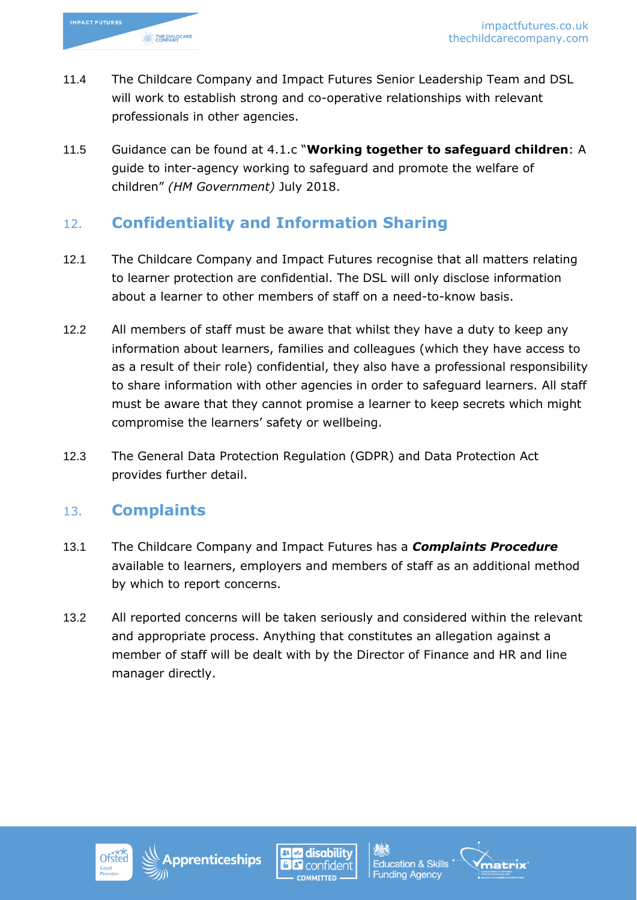11.4 The Childcare Company and Impact Futures Senior Leadership Team and DSL will work to establish strong and co-operative relationships with relevant professionals in other agencies.

11.5 Guidance can be found at 4.1.c "**Working together to safeguard children**: A guide to inter-agency working to safeguard and promote the welfare of children" *(HM Government)* July 2018.

## 12. Confidentiality and Information Sharing

12.1 The Childcare Company and Impact Futures recognise that all matters relating to learner protection are confidential. The DSL will only disclose information about a learner to other members of staff on a need-to-know basis.

12.2 All members of staff must be aware that whilst they have a duty to keep any information about learners, families and colleagues (which they have access to as a result of their role) confidential, they also have a professional responsibility to share information with other agencies in order to safeguard learners. All staff must be aware that they cannot promise a learner to keep secrets which might compromise the learners' safety or wellbeing.

12.3 The General Data Protection Regulation (GDPR) and Data Protection Act provides further detail.

## 13. Complaints

13.1 The Childcare Company and Impact Futures has a ***Complaints Procedure*** available to learners, employers and members of staff as an additional method by which to report concerns.

13.2 All reported concerns will be taken seriously and considered within the relevant and appropriate process. Anything that constitutes an allegation against a member of staff will be dealt with by the Director of Finance and HR and line manager directly.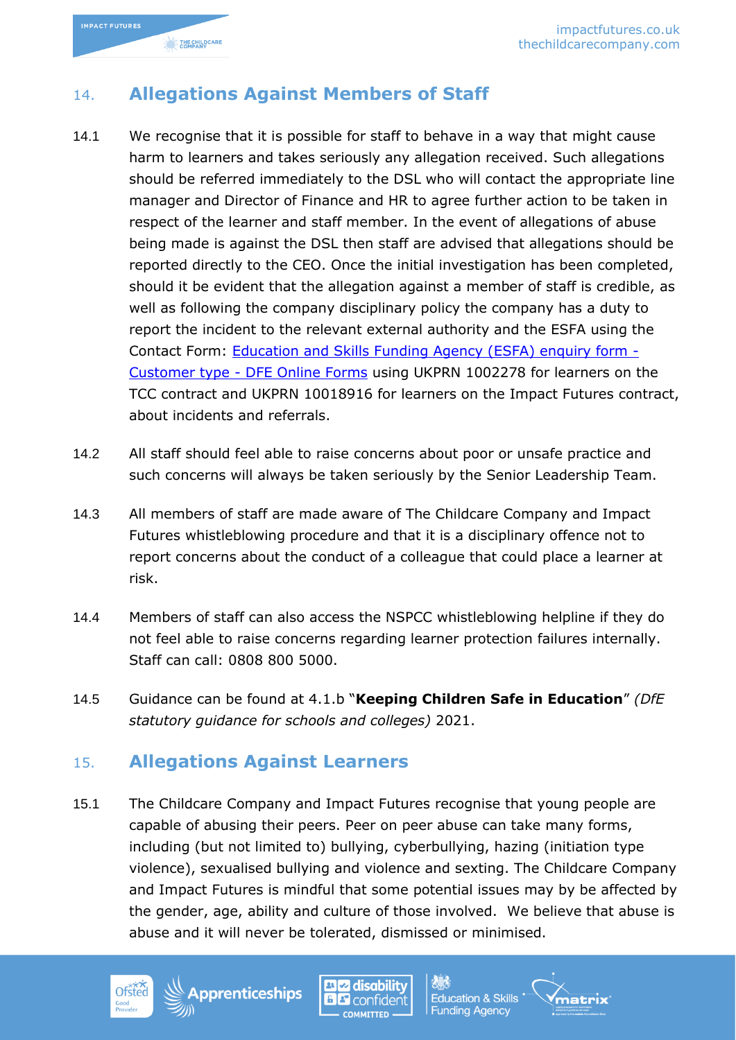## 14. Allegations Against Members of Staff

14.1 We recognise that it is possible for staff to behave in a way that might cause harm to learners and takes seriously any allegation received. Such allegations should be referred immediately to the DSL who will contact the appropriate line manager and Director of Finance and HR to agree further action to be taken in respect of the learner and staff member. In the event of allegations of abuse being made is against the DSL then staff are advised that allegations should be reported directly to the CEO. Once the initial investigation has been completed, should it be evident that the allegation against a member of staff is credible, as well as following the company disciplinary policy the company has a duty to report the incident to the relevant external authority and the ESFA using the Contact Form: [Education and Skills Funding Agency (ESFA) enquiry form - Customer type - DFE Online Forms] using UKPRN 1002278 for learners on the TCC contract and UKPRN 10018916 for learners on the Impact Futures contract, about incidents and referrals.

14.2 All staff should feel able to raise concerns about poor or unsafe practice and such concerns will always be taken seriously by the Senior Leadership Team.

14.3 All members of staff are made aware of The Childcare Company and Impact Futures whistleblowing procedure and that it is a disciplinary offence not to report concerns about the conduct of a colleague that could place a learner at risk.

14.4 Members of staff can also access the NSPCC whistleblowing helpline if they do not feel able to raise concerns regarding learner protection failures internally. Staff can call: 0808 800 5000.

14.5 Guidance can be found at 4.1.b "**Keeping Children Safe in Education**" *(DfE statutory guidance for schools and colleges)* 2021.

## 15. Allegations Against Learners

15.1 The Childcare Company and Impact Futures recognise that young people are capable of abusing their peers. Peer on peer abuse can take many forms, including (but not limited to) bullying, cyberbullying, hazing (initiation type violence), sexualised bullying and violence and sexting. The Childcare Company and Impact Futures is mindful that some potential issues may by be affected by the gender, age, ability and culture of those involved. We believe that abuse is abuse and it will never be tolerated, dismissed or minimised.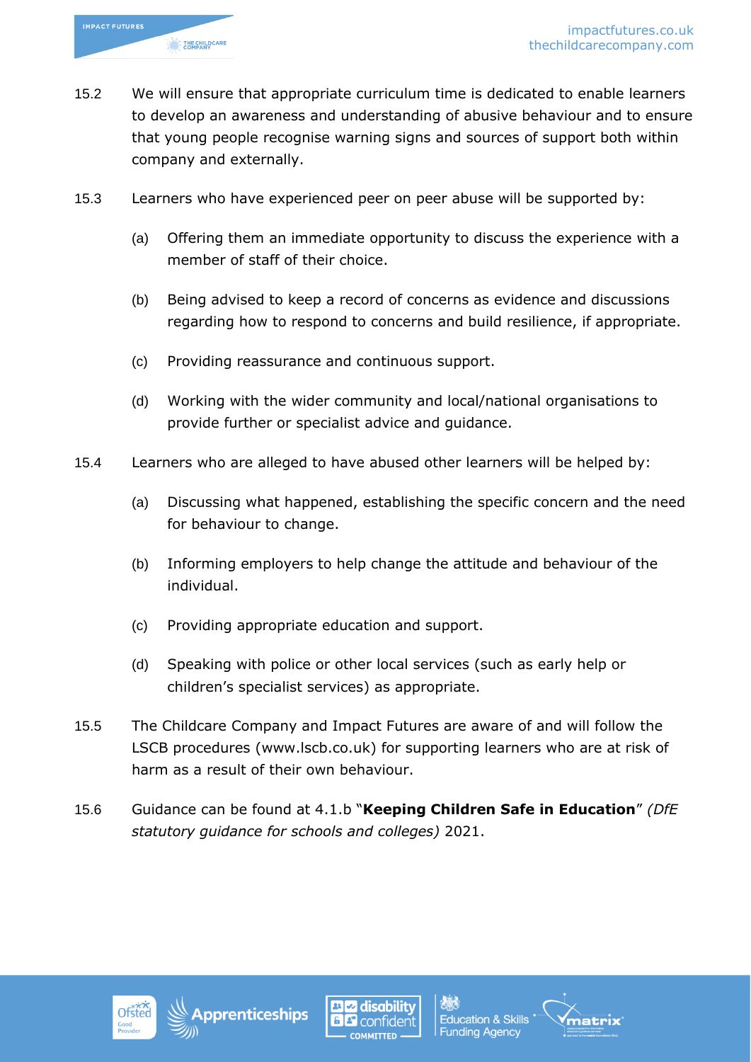15.2 We will ensure that appropriate curriculum time is dedicated to enable learners to develop an awareness and understanding of abusive behaviour and to ensure that young people recognise warning signs and sources of support both within company and externally.

15.3 Learners who have experienced peer on peer abuse will be supported by:

(a) Offering them an immediate opportunity to discuss the experience with a member of staff of their choice.

(b) Being advised to keep a record of concerns as evidence and discussions regarding how to respond to concerns and build resilience, if appropriate.

(c) Providing reassurance and continuous support.

(d) Working with the wider community and local/national organisations to provide further or specialist advice and guidance.

15.4 Learners who are alleged to have abused other learners will be helped by:

(a) Discussing what happened, establishing the specific concern and the need for behaviour to change.

(b) Informing employers to help change the attitude and behaviour of the individual.

(c) Providing appropriate education and support.

(d) Speaking with police or other local services (such as early help or children's specialist services) as appropriate.

15.5 The Childcare Company and Impact Futures are aware of and will follow the LSCB procedures (www.lscb.co.uk) for supporting learners who are at risk of harm as a result of their own behaviour.

15.6 Guidance can be found at 4.1.b "**Keeping Children Safe in Education**" *(DfE statutory guidance for schools and colleges)* 2021.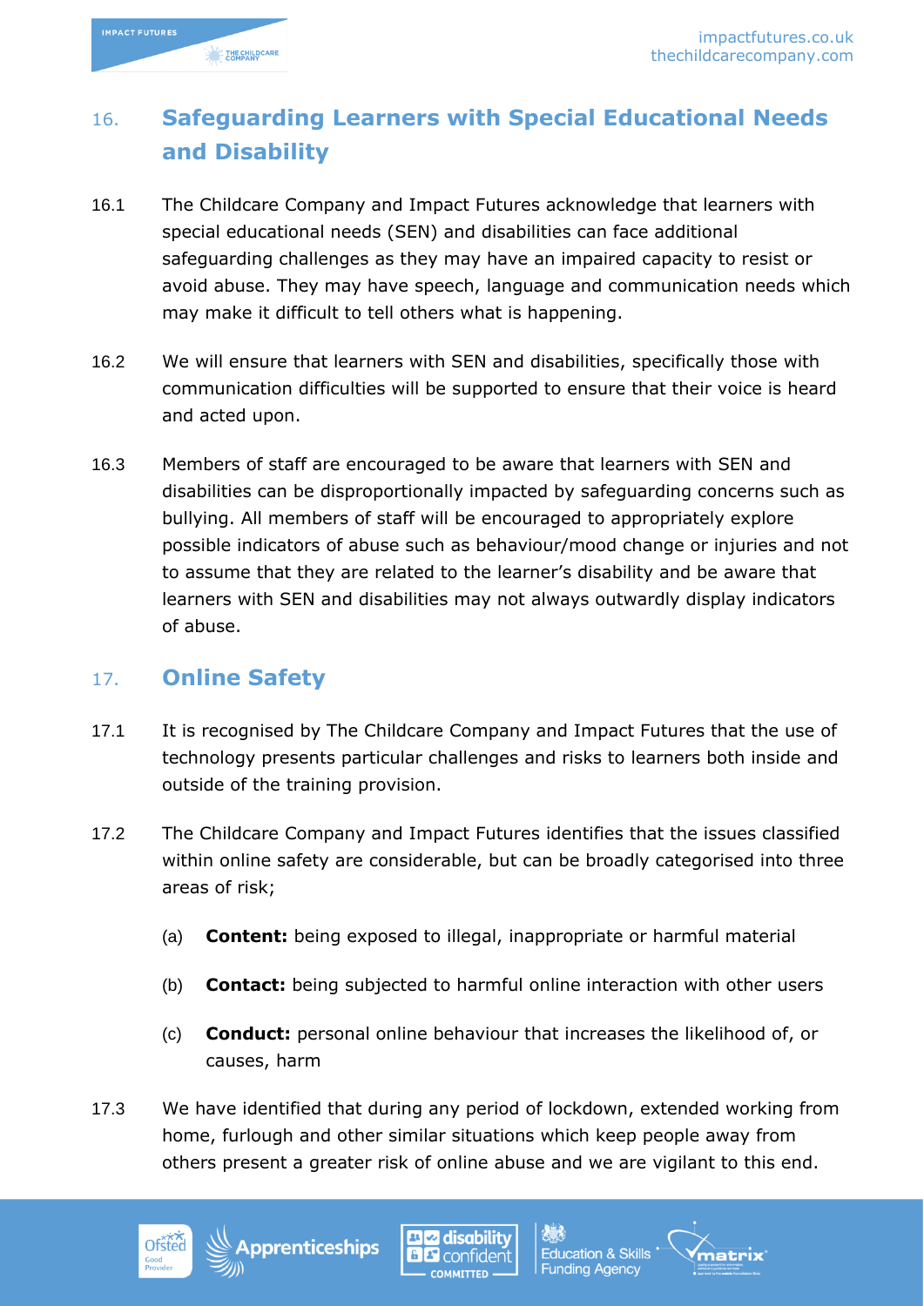## 16. Safeguarding Learners with Special Educational Needs and Disability

16.1 The Childcare Company and Impact Futures acknowledge that learners with special educational needs (SEN) and disabilities can face additional safeguarding challenges as they may have an impaired capacity to resist or avoid abuse. They may have speech, language and communication needs which may make it difficult to tell others what is happening.

16.2 We will ensure that learners with SEN and disabilities, specifically those with communication difficulties will be supported to ensure that their voice is heard and acted upon.

16.3 Members of staff are encouraged to be aware that learners with SEN and disabilities can be disproportionally impacted by safeguarding concerns such as bullying. All members of staff will be encouraged to appropriately explore possible indicators of abuse such as behaviour/mood change or injuries and not to assume that they are related to the learner's disability and be aware that learners with SEN and disabilities may not always outwardly display indicators of abuse.

## 17. Online Safety

17.1 It is recognised by The Childcare Company and Impact Futures that the use of technology presents particular challenges and risks to learners both inside and outside of the training provision.

17.2 The Childcare Company and Impact Futures identifies that the issues classified within online safety are considerable, but can be broadly categorised into three areas of risk;

(a) **Content:** being exposed to illegal, inappropriate or harmful material

(b) **Contact:** being subjected to harmful online interaction with other users

(c) **Conduct:** personal online behaviour that increases the likelihood of, or causes, harm

17.3 We have identified that during any period of lockdown, extended working from home, furlough and other similar situations which keep people away from others present a greater risk of online abuse and we are vigilant to this end.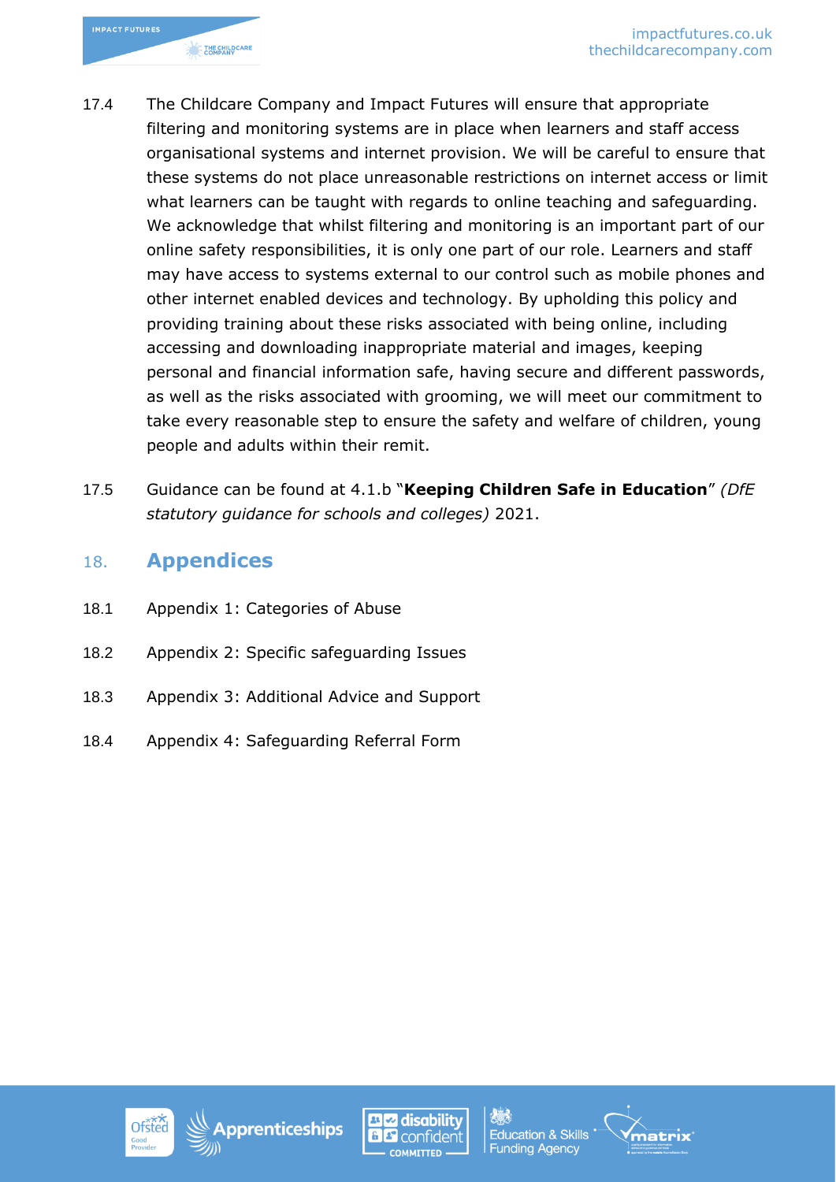17.4 The Childcare Company and Impact Futures will ensure that appropriate filtering and monitoring systems are in place when learners and staff access organisational systems and internet provision. We will be careful to ensure that these systems do not place unreasonable restrictions on internet access or limit what learners can be taught with regards to online teaching and safeguarding. We acknowledge that whilst filtering and monitoring is an important part of our online safety responsibilities, it is only one part of our role. Learners and staff may have access to systems external to our control such as mobile phones and other internet enabled devices and technology. By upholding this policy and providing training about these risks associated with being online, including accessing and downloading inappropriate material and images, keeping personal and financial information safe, having secure and different passwords, as well as the risks associated with grooming, we will meet our commitment to take every reasonable step to ensure the safety and welfare of children, young people and adults within their remit.

17.5 Guidance can be found at 4.1.b "**Keeping Children Safe in Education**" *(DfE statutory guidance for schools and colleges)* 2021.

## 18. Appendices

18.1 Appendix 1: Categories of Abuse

18.2 Appendix 2: Specific safeguarding Issues

18.3 Appendix 3: Additional Advice and Support

18.4 Appendix 4: Safeguarding Referral Form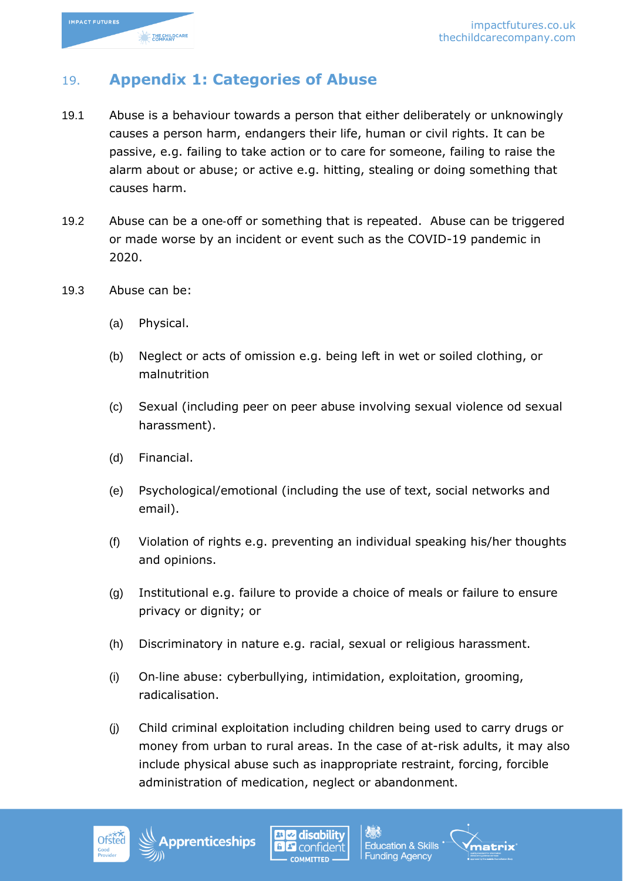## 19. Appendix 1: Categories of Abuse

19.1 Abuse is a behaviour towards a person that either deliberately or unknowingly causes a person harm, endangers their life, human or civil rights. It can be passive, e.g. failing to take action or to care for someone, failing to raise the alarm about or abuse; or active e.g. hitting, stealing or doing something that causes harm.

19.2 Abuse can be a one-off or something that is repeated. Abuse can be triggered or made worse by an incident or event such as the COVID-19 pandemic in 2020.

19.3 Abuse can be:

(a) Physical.

(b) Neglect or acts of omission e.g. being left in wet or soiled clothing, or malnutrition

(c) Sexual (including peer on peer abuse involving sexual violence od sexual harassment).

(d) Financial.

(e) Psychological/emotional (including the use of text, social networks and email).

(f) Violation of rights e.g. preventing an individual speaking his/her thoughts and opinions.

(g) Institutional e.g. failure to provide a choice of meals or failure to ensure privacy or dignity; or

(h) Discriminatory in nature e.g. racial, sexual or religious harassment.

(i) On-line abuse: cyberbullying, intimidation, exploitation, grooming, radicalisation.

(j) Child criminal exploitation including children being used to carry drugs or money from urban to rural areas. In the case of at-risk adults, it may also include physical abuse such as inappropriate restraint, forcing, forcible administration of medication, neglect or abandonment.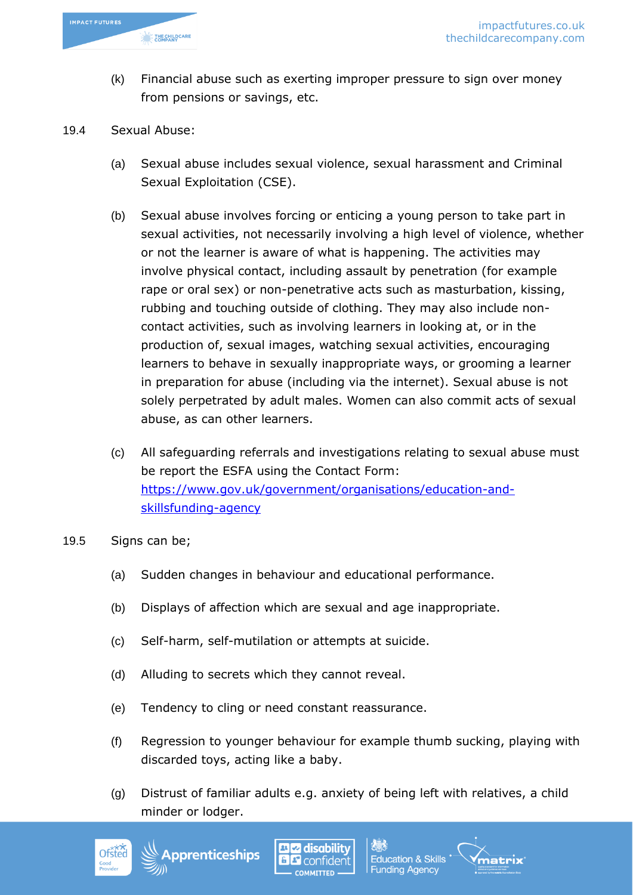(k) Financial abuse such as exerting improper pressure to sign over money from pensions or savings, etc.

19.4 Sexual Abuse:

(a) Sexual abuse includes sexual violence, sexual harassment and Criminal Sexual Exploitation (CSE).

(b) Sexual abuse involves forcing or enticing a young person to take part in sexual activities, not necessarily involving a high level of violence, whether or not the learner is aware of what is happening. The activities may involve physical contact, including assault by penetration (for example rape or oral sex) or non-penetrative acts such as masturbation, kissing, rubbing and touching outside of clothing. They may also include non-contact activities, such as involving learners in looking at, or in the production of, sexual images, watching sexual activities, encouraging learners to behave in sexually inappropriate ways, or grooming a learner in preparation for abuse (including via the internet). Sexual abuse is not solely perpetrated by adult males. Women can also commit acts of sexual abuse, as can other learners.

(c) All safeguarding referrals and investigations relating to sexual abuse must be report the ESFA using the Contact Form: [https://www.gov.uk/government/organisations/education-and-skillsfunding-agency](https://www.gov.uk/government/organisations/education-and-skillsfunding-agency)

19.5 Signs can be;

(a) Sudden changes in behaviour and educational performance.

(b) Displays of affection which are sexual and age inappropriate.

(c) Self-harm, self-mutilation or attempts at suicide.

(d) Alluding to secrets which they cannot reveal.

(e) Tendency to cling or need constant reassurance.

(f) Regression to younger behaviour for example thumb sucking, playing with discarded toys, acting like a baby.

(g) Distrust of familiar adults e.g. anxiety of being left with relatives, a child minder or lodger.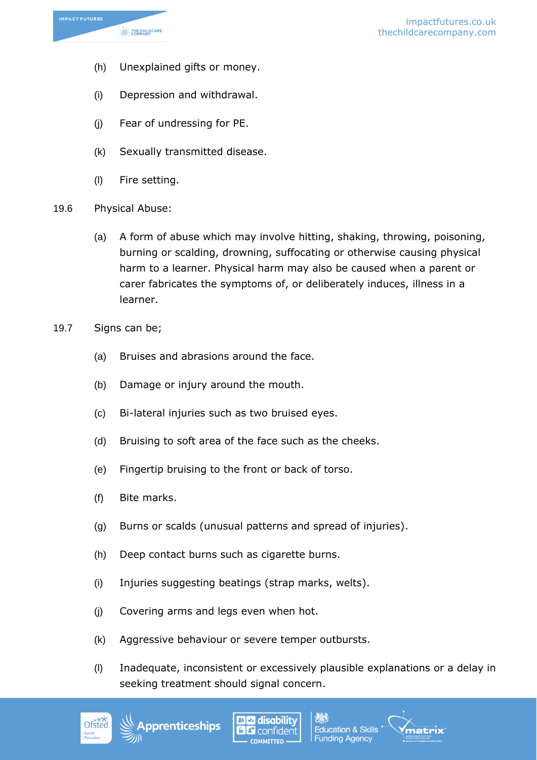(h) Unexplained gifts or money.

(i) Depression and withdrawal.

(j) Fear of undressing for PE.

(k) Sexually transmitted disease.

(l) Fire setting.

19.6 Physical Abuse:

(a) A form of abuse which may involve hitting, shaking, throwing, poisoning, burning or scalding, drowning, suffocating or otherwise causing physical harm to a learner. Physical harm may also be caused when a parent or carer fabricates the symptoms of, or deliberately induces, illness in a learner.

19.7 Signs can be;

(a) Bruises and abrasions around the face.

(b) Damage or injury around the mouth.

(c) Bi-lateral injuries such as two bruised eyes.

(d) Bruising to soft area of the face such as the cheeks.

(e) Fingertip bruising to the front or back of torso.

(f) Bite marks.

(g) Burns or scalds (unusual patterns and spread of injuries).

(h) Deep contact burns such as cigarette burns.

(i) Injuries suggesting beatings (strap marks, welts).

(j) Covering arms and legs even when hot.

(k) Aggressive behaviour or severe temper outbursts.

(l) Inadequate, inconsistent or excessively plausible explanations or a delay in seeking treatment should signal concern.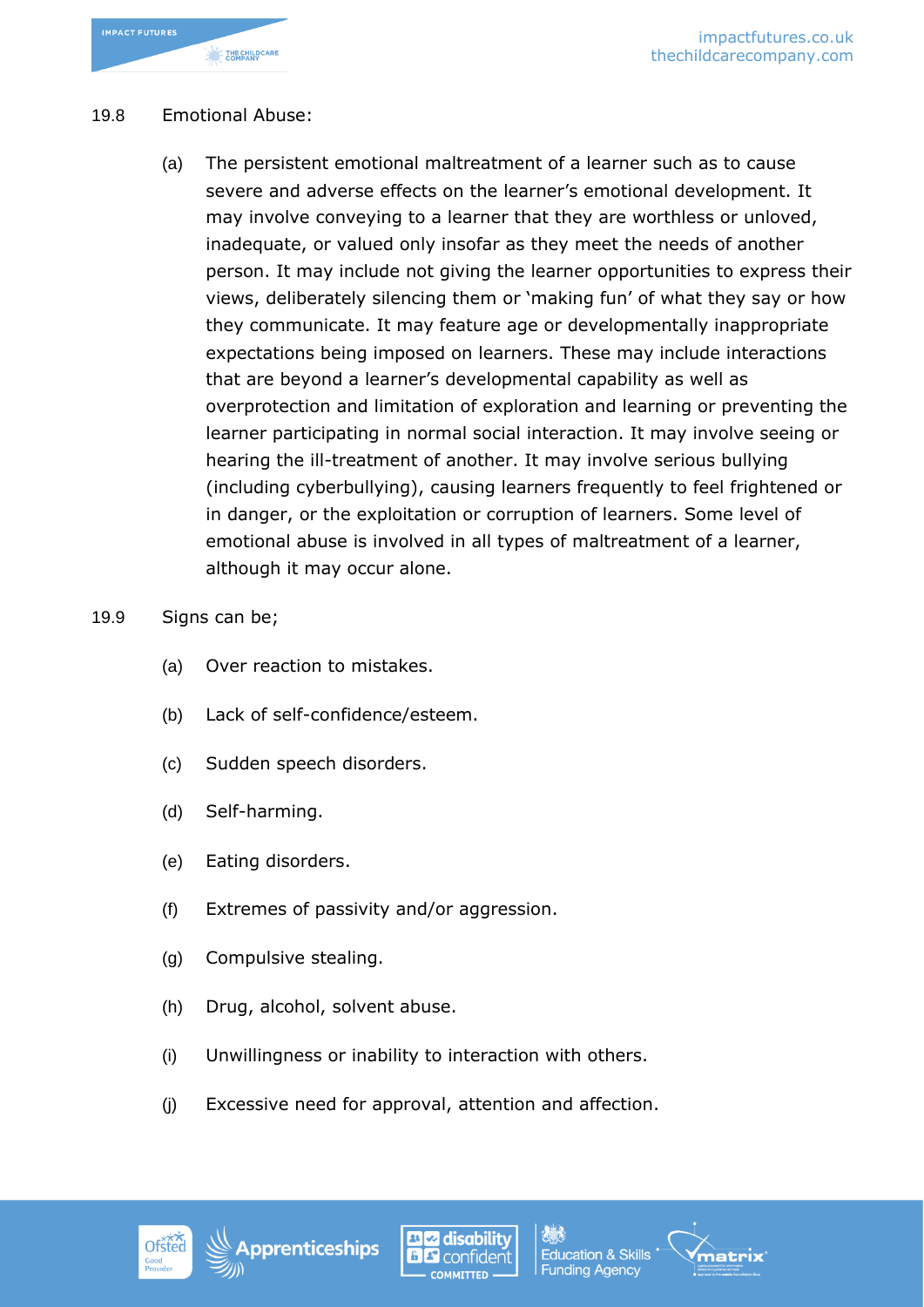19.8 Emotional Abuse:

(a) The persistent emotional maltreatment of a learner such as to cause severe and adverse effects on the learner's emotional development. It may involve conveying to a learner that they are worthless or unloved, inadequate, or valued only insofar as they meet the needs of another person. It may include not giving the learner opportunities to express their views, deliberately silencing them or 'making fun' of what they say or how they communicate. It may feature age or developmentally inappropriate expectations being imposed on learners. These may include interactions that are beyond a learner's developmental capability as well as overprotection and limitation of exploration and learning or preventing the learner participating in normal social interaction. It may involve seeing or hearing the ill-treatment of another. It may involve serious bullying (including cyberbullying), causing learners frequently to feel frightened or in danger, or the exploitation or corruption of learners. Some level of emotional abuse is involved in all types of maltreatment of a learner, although it may occur alone.

19.9 Signs can be;

(a) Over reaction to mistakes.

(b) Lack of self-confidence/esteem.

(c) Sudden speech disorders.

(d) Self-harming.

(e) Eating disorders.

(f) Extremes of passivity and/or aggression.

(g) Compulsive stealing.

(h) Drug, alcohol, solvent abuse.

(i) Unwillingness or inability to interaction with others.

(j) Excessive need for approval, attention and affection.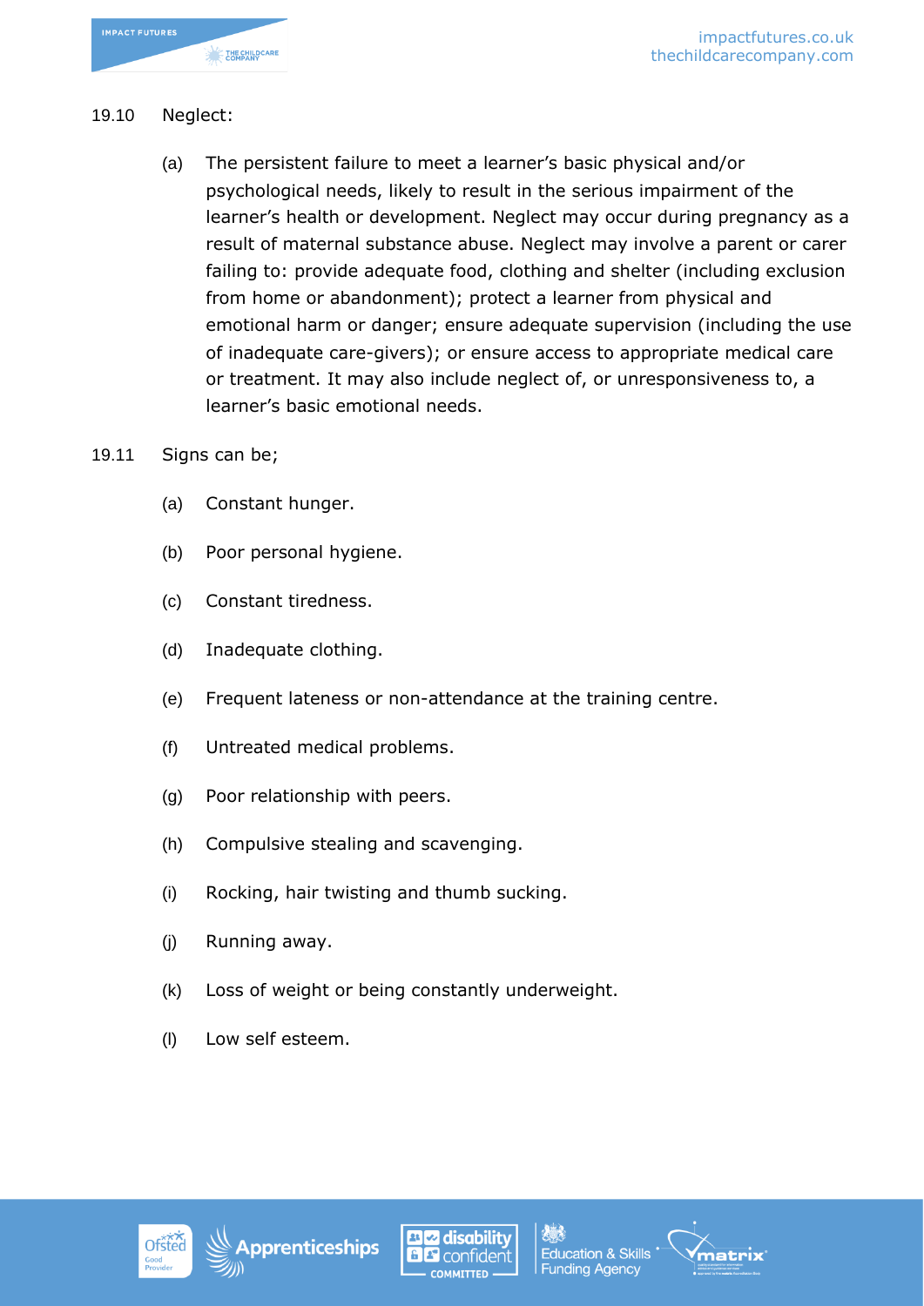19.10 Neglect:

(a) The persistent failure to meet a learner's basic physical and/or psychological needs, likely to result in the serious impairment of the learner's health or development. Neglect may occur during pregnancy as a result of maternal substance abuse. Neglect may involve a parent or carer failing to: provide adequate food, clothing and shelter (including exclusion from home or abandonment); protect a learner from physical and emotional harm or danger; ensure adequate supervision (including the use of inadequate care-givers); or ensure access to appropriate medical care or treatment. It may also include neglect of, or unresponsiveness to, a learner's basic emotional needs.

19.11 Signs can be;

(a) Constant hunger.

(b) Poor personal hygiene.

(c) Constant tiredness.

(d) Inadequate clothing.

(e) Frequent lateness or non-attendance at the training centre.

(f) Untreated medical problems.

(g) Poor relationship with peers.

(h) Compulsive stealing and scavenging.

(i) Rocking, hair twisting and thumb sucking.

(j) Running away.

(k) Loss of weight or being constantly underweight.

(l) Low self esteem.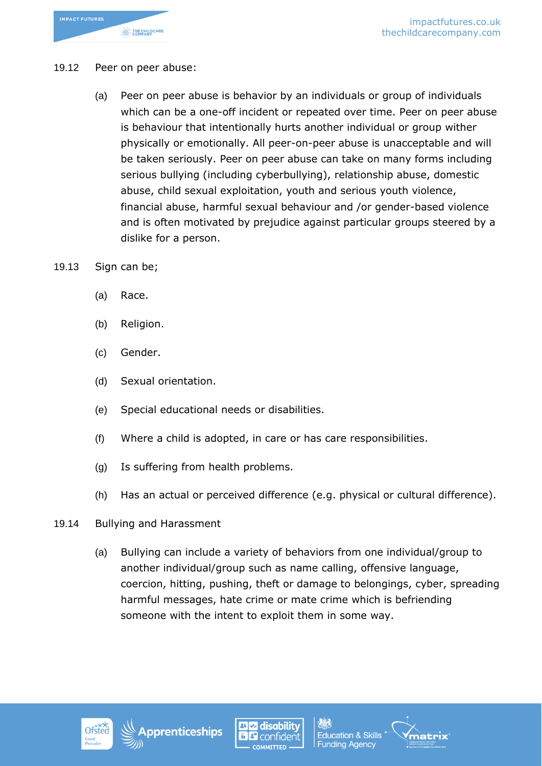19.12 Peer on peer abuse:

(a) Peer on peer abuse is behavior by an individuals or group of individuals which can be a one-off incident or repeated over time. Peer on peer abuse is behaviour that intentionally hurts another individual or group wither physically or emotionally. All peer-on-peer abuse is unacceptable and will be taken seriously. Peer on peer abuse can take on many forms including serious bullying (including cyberbullying), relationship abuse, domestic abuse, child sexual exploitation, youth and serious youth violence, financial abuse, harmful sexual behaviour and /or gender-based violence and is often motivated by prejudice against particular groups steered by a dislike for a person.

19.13 Sign can be;

(a) Race.

(b) Religion.

(c) Gender.

(d) Sexual orientation.

(e) Special educational needs or disabilities.

(f) Where a child is adopted, in care or has care responsibilities.

(g) Is suffering from health problems.

(h) Has an actual or perceived difference (e.g. physical or cultural difference).

19.14 Bullying and Harassment

(a) Bullying can include a variety of behaviors from one individual/group to another individual/group such as name calling, offensive language, coercion, hitting, pushing, theft or damage to belongings, cyber, spreading harmful messages, hate crime or mate crime which is befriending someone with the intent to exploit them in some way.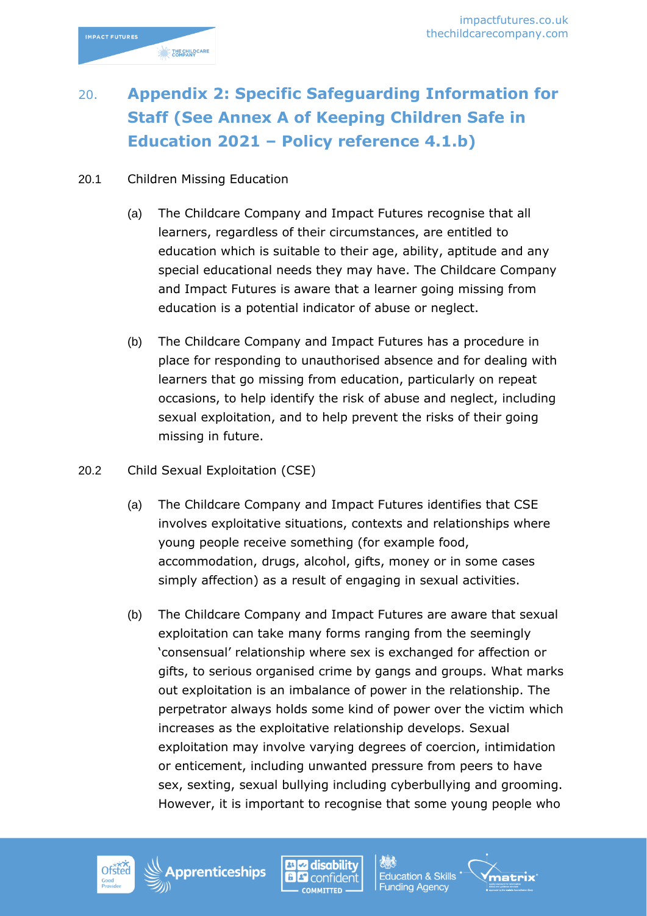## 20. Appendix 2: Specific Safeguarding Information for Staff (See Annex A of Keeping Children Safe in Education 2021 – Policy reference 4.1.b)

20.1 Children Missing Education

(a) The Childcare Company and Impact Futures recognise that all learners, regardless of their circumstances, are entitled to education which is suitable to their age, ability, aptitude and any special educational needs they may have. The Childcare Company and Impact Futures is aware that a learner going missing from education is a potential indicator of abuse or neglect.

(b) The Childcare Company and Impact Futures has a procedure in place for responding to unauthorised absence and for dealing with learners that go missing from education, particularly on repeat occasions, to help identify the risk of abuse and neglect, including sexual exploitation, and to help prevent the risks of their going missing in future.

20.2 Child Sexual Exploitation (CSE)

(a) The Childcare Company and Impact Futures identifies that CSE involves exploitative situations, contexts and relationships where young people receive something (for example food, accommodation, drugs, alcohol, gifts, money or in some cases simply affection) as a result of engaging in sexual activities.

(b) The Childcare Company and Impact Futures are aware that sexual exploitation can take many forms ranging from the seemingly 'consensual' relationship where sex is exchanged for affection or gifts, to serious organised crime by gangs and groups. What marks out exploitation is an imbalance of power in the relationship. The perpetrator always holds some kind of power over the victim which increases as the exploitative relationship develops. Sexual exploitation may involve varying degrees of coercion, intimidation or enticement, including unwanted pressure from peers to have sex, sexting, sexual bullying including cyberbullying and grooming. However, it is important to recognise that some young people who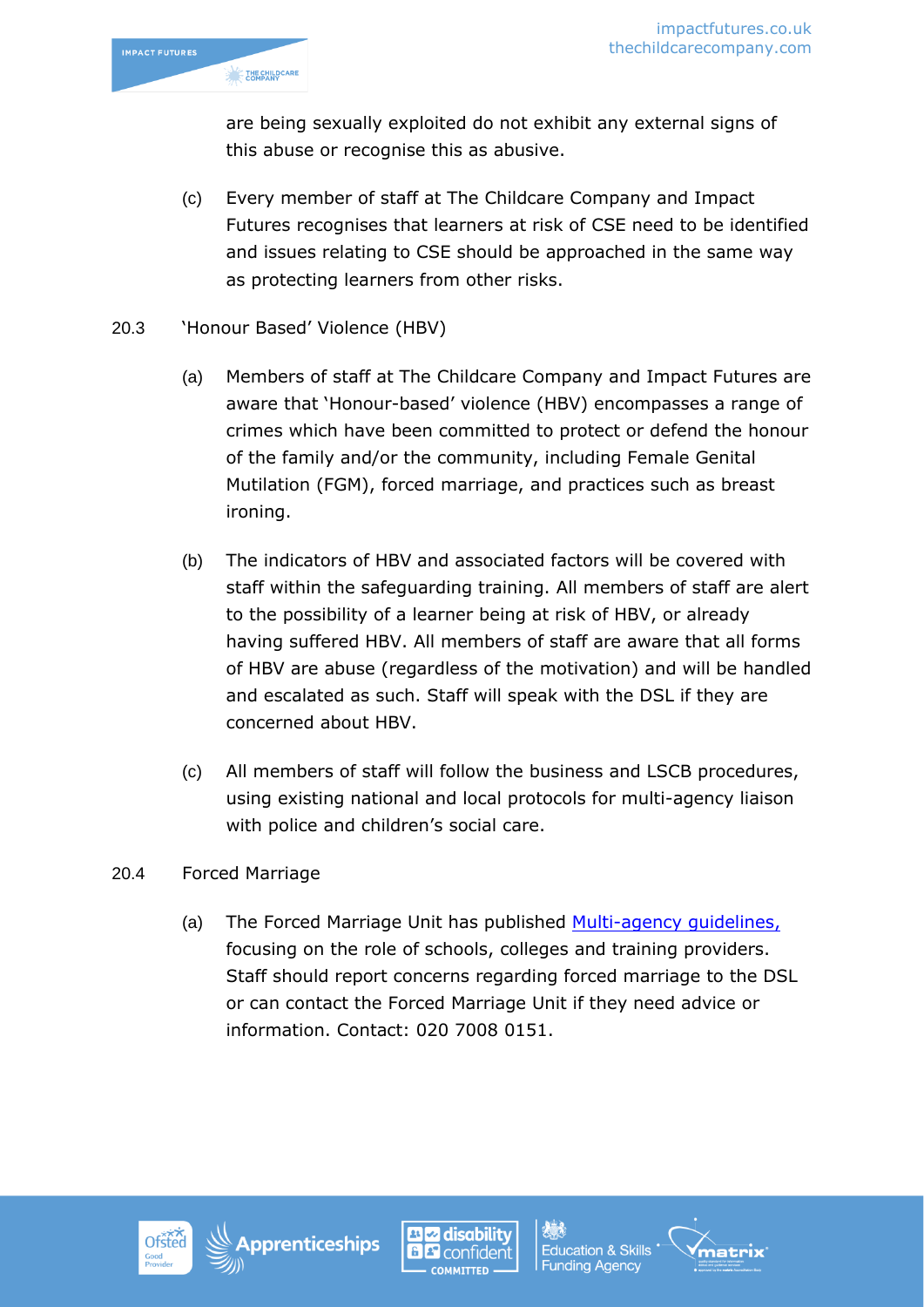are being sexually exploited do not exhibit any external signs of this abuse or recognise this as abusive.

(c) Every member of staff at The Childcare Company and Impact Futures recognises that learners at risk of CSE need to be identified and issues relating to CSE should be approached in the same way as protecting learners from other risks.

20.3 'Honour Based' Violence (HBV)

(a) Members of staff at The Childcare Company and Impact Futures are aware that 'Honour-based' violence (HBV) encompasses a range of crimes which have been committed to protect or defend the honour of the family and/or the community, including Female Genital Mutilation (FGM), forced marriage, and practices such as breast ironing.

(b) The indicators of HBV and associated factors will be covered with staff within the safeguarding training. All members of staff are alert to the possibility of a learner being at risk of HBV, or already having suffered HBV. All members of staff are aware that all forms of HBV are abuse (regardless of the motivation) and will be handled and escalated as such. Staff will speak with the DSL if they are concerned about HBV.

(c) All members of staff will follow the business and LSCB procedures, using existing national and local protocols for multi-agency liaison with police and children's social care.

20.4 Forced Marriage

(a) The Forced Marriage Unit has published Multi-agency guidelines, focusing on the role of schools, colleges and training providers. Staff should report concerns regarding forced marriage to the DSL or can contact the Forced Marriage Unit if they need advice or information. Contact: 020 7008 0151.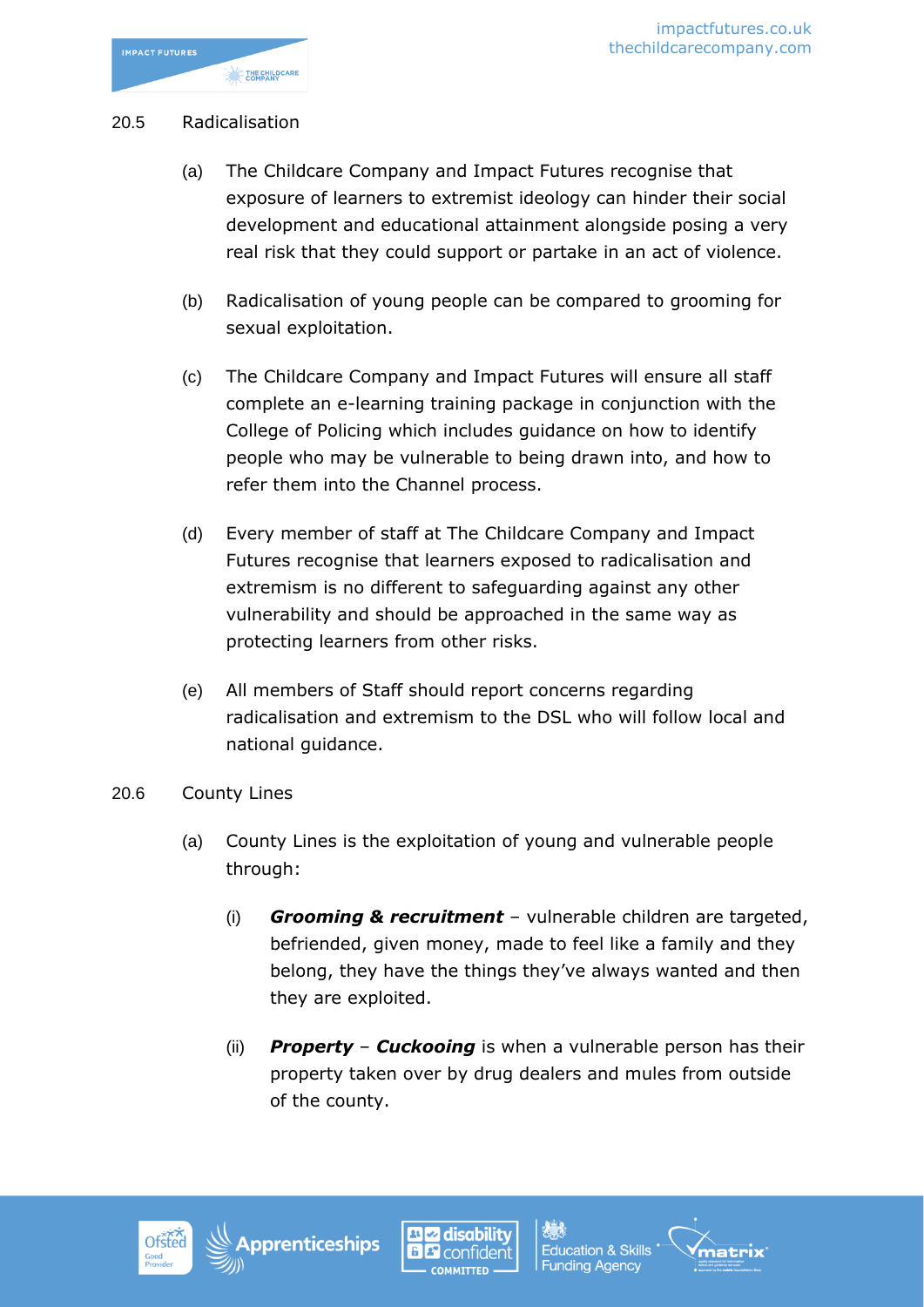20.5 Radicalisation

(a) The Childcare Company and Impact Futures recognise that exposure of learners to extremist ideology can hinder their social development and educational attainment alongside posing a very real risk that they could support or partake in an act of violence.

(b) Radicalisation of young people can be compared to grooming for sexual exploitation.

(c) The Childcare Company and Impact Futures will ensure all staff complete an e-learning training package in conjunction with the College of Policing which includes guidance on how to identify people who may be vulnerable to being drawn into, and how to refer them into the Channel process.

(d) Every member of staff at The Childcare Company and Impact Futures recognise that learners exposed to radicalisation and extremism is no different to safeguarding against any other vulnerability and should be approached in the same way as protecting learners from other risks.

(e) All members of Staff should report concerns regarding radicalisation and extremism to the DSL who will follow local and national guidance.

20.6 County Lines

(a) County Lines is the exploitation of young and vulnerable people through:

(i) ***Grooming & recruitment*** – vulnerable children are targeted, befriended, given money, made to feel like a family and they belong, they have the things they've always wanted and then they are exploited.

(ii) ***Property*** – ***Cuckooing*** is when a vulnerable person has their property taken over by drug dealers and mules from outside of the county.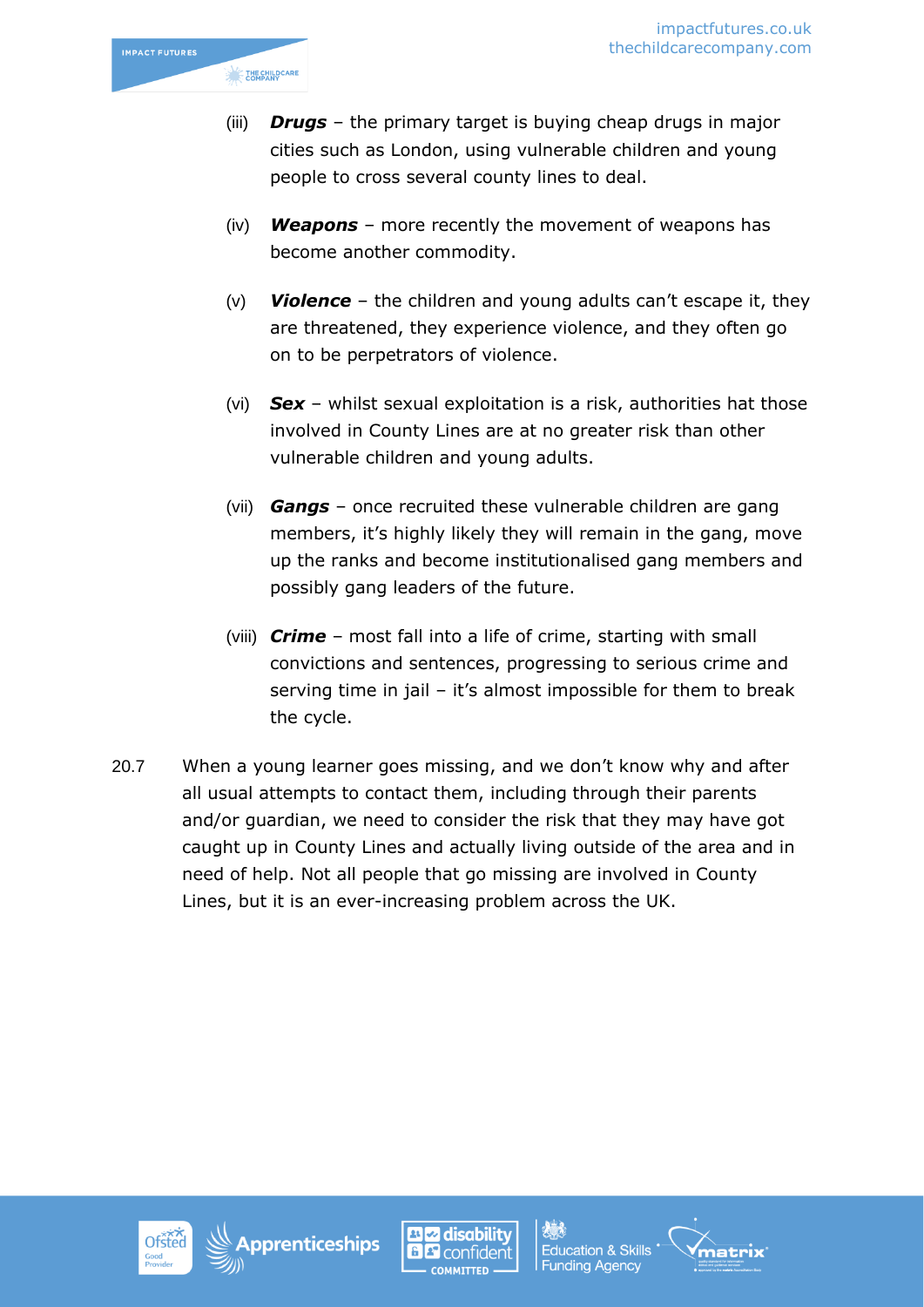(iii) ***Drugs*** – the primary target is buying cheap drugs in major cities such as London, using vulnerable children and young people to cross several county lines to deal.

(iv) ***Weapons*** – more recently the movement of weapons has become another commodity.

(v) ***Violence*** – the children and young adults can't escape it, they are threatened, they experience violence, and they often go on to be perpetrators of violence.

(vi) ***Sex*** – whilst sexual exploitation is a risk, authorities hat those involved in County Lines are at no greater risk than other vulnerable children and young adults.

(vii) ***Gangs*** – once recruited these vulnerable children are gang members, it's highly likely they will remain in the gang, move up the ranks and become institutionalised gang members and possibly gang leaders of the future.

(viii) ***Crime*** – most fall into a life of crime, starting with small convictions and sentences, progressing to serious crime and serving time in jail – it's almost impossible for them to break the cycle.

20.7 When a young learner goes missing, and we don't know why and after all usual attempts to contact them, including through their parents and/or guardian, we need to consider the risk that they may have got caught up in County Lines and actually living outside of the area and in need of help. Not all people that go missing are involved in County Lines, but it is an ever-increasing problem across the UK.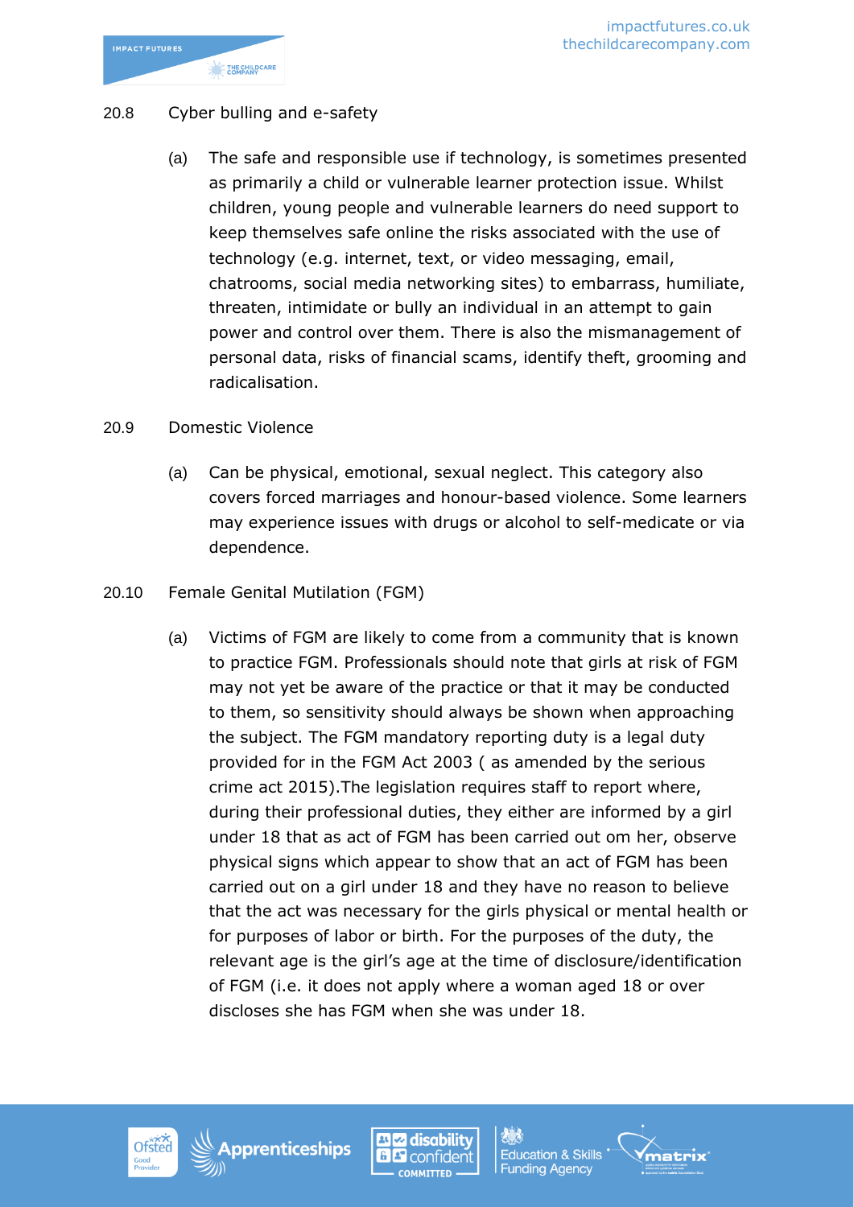20.8 Cyber bulling and e-safety

(a) The safe and responsible use if technology, is sometimes presented as primarily a child or vulnerable learner protection issue. Whilst children, young people and vulnerable learners do need support to keep themselves safe online the risks associated with the use of technology (e.g. internet, text, or video messaging, email, chatrooms, social media networking sites) to embarrass, humiliate, threaten, intimidate or bully an individual in an attempt to gain power and control over them. There is also the mismanagement of personal data, risks of financial scams, identify theft, grooming and radicalisation.

20.9 Domestic Violence

(a) Can be physical, emotional, sexual neglect. This category also covers forced marriages and honour-based violence. Some learners may experience issues with drugs or alcohol to self-medicate or via dependence.

20.10 Female Genital Mutilation (FGM)

(a) Victims of FGM are likely to come from a community that is known to practice FGM. Professionals should note that girls at risk of FGM may not yet be aware of the practice or that it may be conducted to them, so sensitivity should always be shown when approaching the subject. The FGM mandatory reporting duty is a legal duty provided for in the FGM Act 2003 ( as amended by the serious crime act 2015).The legislation requires staff to report where, during their professional duties, they either are informed by a girl under 18 that as act of FGM has been carried out om her, observe physical signs which appear to show that an act of FGM has been carried out on a girl under 18 and they have no reason to believe that the act was necessary for the girls physical or mental health or for purposes of labor or birth. For the purposes of the duty, the relevant age is the girl's age at the time of disclosure/identification of FGM (i.e. it does not apply where a woman aged 18 or over discloses she has FGM when she was under 18.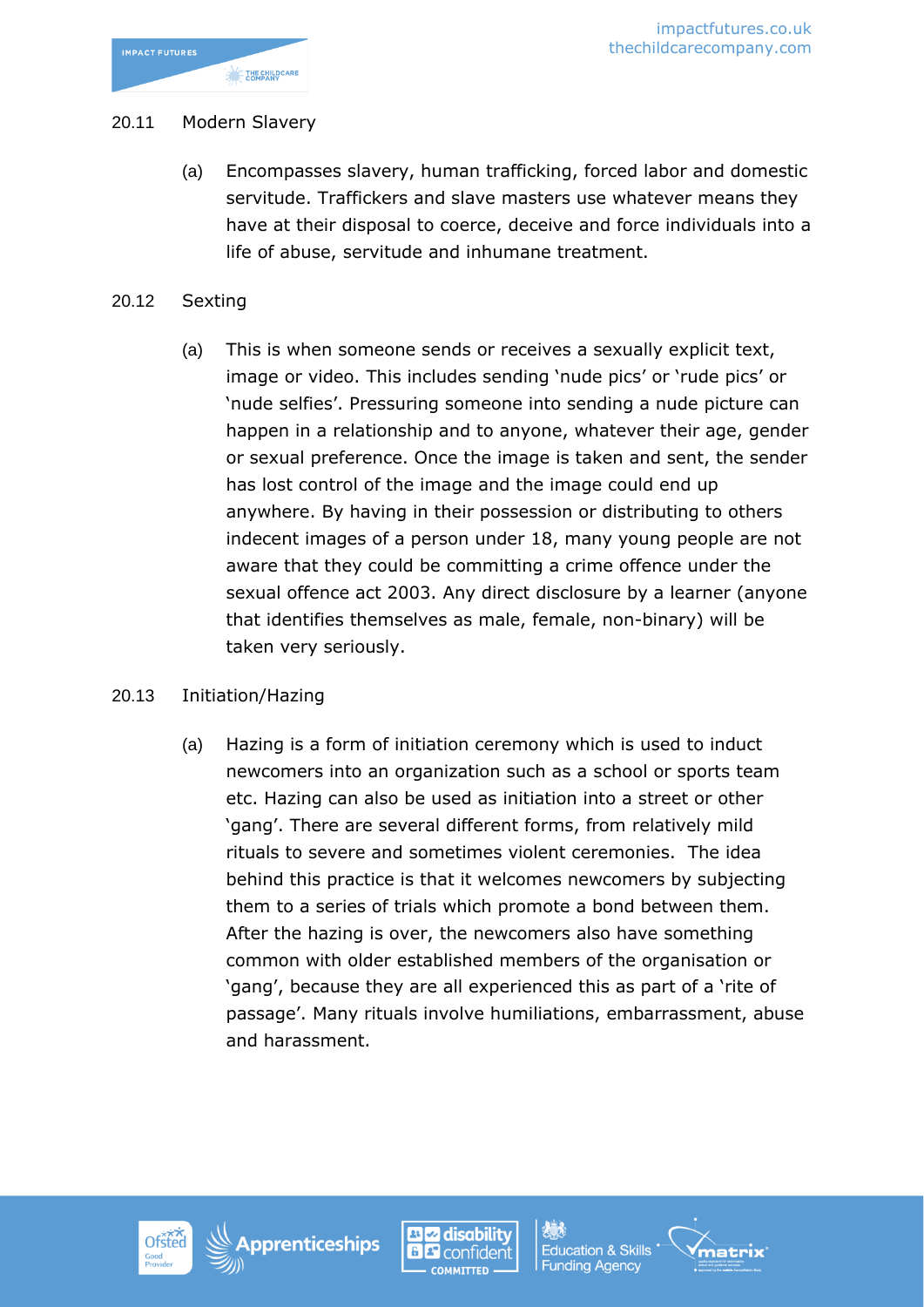20.11 Modern Slavery

(a) Encompasses slavery, human trafficking, forced labor and domestic servitude. Traffickers and slave masters use whatever means they have at their disposal to coerce, deceive and force individuals into a life of abuse, servitude and inhumane treatment.

20.12 Sexting

(a) This is when someone sends or receives a sexually explicit text, image or video. This includes sending 'nude pics' or 'rude pics' or 'nude selfies'. Pressuring someone into sending a nude picture can happen in a relationship and to anyone, whatever their age, gender or sexual preference. Once the image is taken and sent, the sender has lost control of the image and the image could end up anywhere. By having in their possession or distributing to others indecent images of a person under 18, many young people are not aware that they could be committing a crime offence under the sexual offence act 2003. Any direct disclosure by a learner (anyone that identifies themselves as male, female, non-binary) will be taken very seriously.

20.13 Initiation/Hazing

(a) Hazing is a form of initiation ceremony which is used to induct newcomers into an organization such as a school or sports team etc. Hazing can also be used as initiation into a street or other 'gang'. There are several different forms, from relatively mild rituals to severe and sometimes violent ceremonies. The idea behind this practice is that it welcomes newcomers by subjecting them to a series of trials which promote a bond between them. After the hazing is over, the newcomers also have something common with older established members of the organisation or 'gang', because they are all experienced this as part of a 'rite of passage'. Many rituals involve humiliations, embarrassment, abuse and harassment.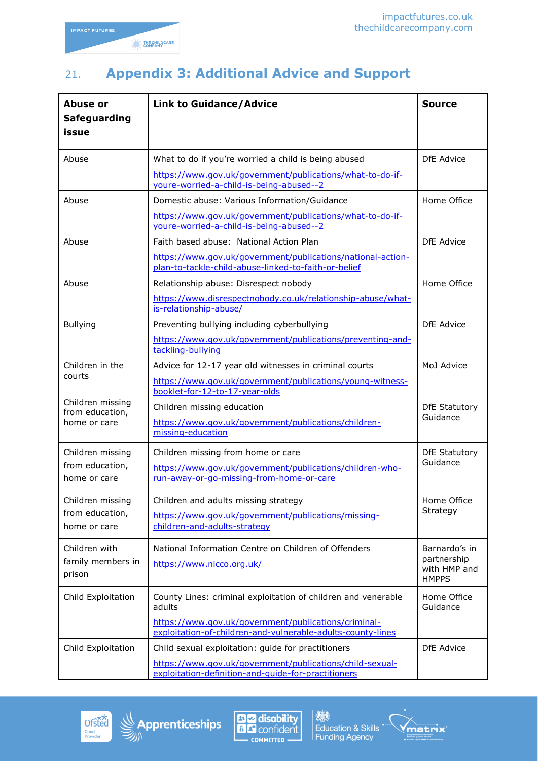## 21. Appendix 3: Additional Advice and Support

| Abuse or Safeguarding issue | Link to Guidance/Advice | Source |
|---|---|---|
| Abuse | What to do if you're worried a child is being abused https://www.gov.uk/government/publications/what-to-do-if-youre-worried-a-child-is-being-abused--2 | DfE Advice |
| Abuse | Domestic abuse: Various Information/Guidance https://www.gov.uk/government/publications/what-to-do-if-youre-worried-a-child-is-being-abused--2 | Home Office |
| Abuse | Faith based abuse: National Action Plan https://www.gov.uk/government/publications/national-action-plan-to-tackle-child-abuse-linked-to-faith-or-belief | DfE Advice |
| Abuse | Relationship abuse: Disrespect nobody https://www.disrespectnobody.co.uk/relationship-abuse/what-is-relationship-abuse/ | Home Office |
| Bullying | Preventing bullying including cyberbullying https://www.gov.uk/government/publications/preventing-and-tackling-bullying | DfE Advice |
| Children in the courts | Advice for 12-17 year old witnesses in criminal courts https://www.gov.uk/government/publications/young-witness-booklet-for-12-to-17-year-olds | MoJ Advice |
| Children missing from education, home or care | Children missing education https://www.gov.uk/government/publications/children-missing-education | DfE Statutory Guidance |
| Children missing from education, home or care | Children missing from home or care https://www.gov.uk/government/publications/children-who-run-away-or-go-missing-from-home-or-care | DfE Statutory Guidance |
| Children missing from education, home or care | Children and adults missing strategy https://www.gov.uk/government/publications/missing-children-and-adults-strategy | Home Office Strategy |
| Children with family members in prison | National Information Centre on Children of Offenders https://www.nicco.org.uk/ | Barnardo's in partnership with HMP and HMPPS |
| Child Exploitation | County Lines: criminal exploitation of children and venerable adults https://www.gov.uk/government/publications/criminal-exploitation-of-children-and-vulnerable-adults-county-lines | Home Office Guidance |
| Child Exploitation | Child sexual exploitation: guide for practitioners https://www.gov.uk/government/publications/child-sexual-exploitation-definition-and-guide-for-practitioners | DfE Advice |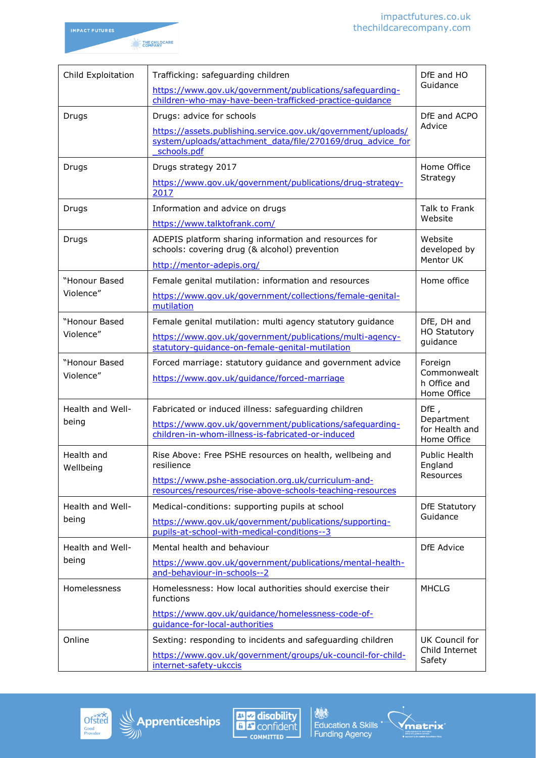| Child Exploitation | Trafficking: safeguarding children<br>https://www.gov.uk/government/publications/safeguarding-children-who-may-have-been-trafficked-practice-guidance | DfE and HO Guidance |
|---|---|---|
| Drugs | Drugs: advice for schools<br>https://assets.publishing.service.gov.uk/government/uploads/system/uploads/attachment_data/file/270169/drug_advice_for_schools.pdf | DfE and ACPO Advice |
| Drugs | Drugs strategy 2017<br>https://www.gov.uk/government/publications/drug-strategy-2017 | Home Office Strategy |
| Drugs | Information and advice on drugs<br>https://www.talktofrank.com/ | Talk to Frank Website |
| Drugs | ADEPIS platform sharing information and resources for schools: covering drug (& alcohol) prevention<br>http://mentor-adepis.org/ | Website developed by Mentor UK |
| "Honour Based Violence" | Female genital mutilation: information and resources<br>https://www.gov.uk/government/collections/female-genital-mutilation | Home office |
| "Honour Based Violence" | Female genital mutilation: multi agency statutory guidance<br>https://www.gov.uk/government/publications/multi-agency-statutory-guidance-on-female-genital-mutilation | DfE, DH and HO Statutory guidance |
| "Honour Based Violence" | Forced marriage: statutory guidance and government advice<br>https://www.gov.uk/guidance/forced-marriage | Foreign Commonwealth Office and Home Office |
| Health and Well-being | Fabricated or induced illness: safeguarding children<br>https://www.gov.uk/government/publications/safeguarding-children-in-whom-illness-is-fabricated-or-induced | DfE , Department for Health and Home Office |
| Health and Wellbeing | Rise Above: Free PSHE resources on health, wellbeing and resilience<br>https://www.pshe-association.org.uk/curriculum-and-resources/resources/rise-above-schools-teaching-resources | Public Health England Resources |
| Health and Well-being | Medical-conditions: supporting pupils at school<br>https://www.gov.uk/government/publications/supporting-pupils-at-school-with-medical-conditions--3 | DfE Statutory Guidance |
| Health and Well-being | Mental health and behaviour<br>https://www.gov.uk/government/publications/mental-health-and-behaviour-in-schools--2 | DfE Advice |
| Homelessness | Homelessness: How local authorities should exercise their functions<br>https://www.gov.uk/guidance/homelessness-code-of-guidance-for-local-authorities | MHCLG |
| Online | Sexting: responding to incidents and safeguarding children<br>https://www.gov.uk/government/groups/uk-council-for-child-internet-safety-ukccis | UK Council for Child Internet Safety |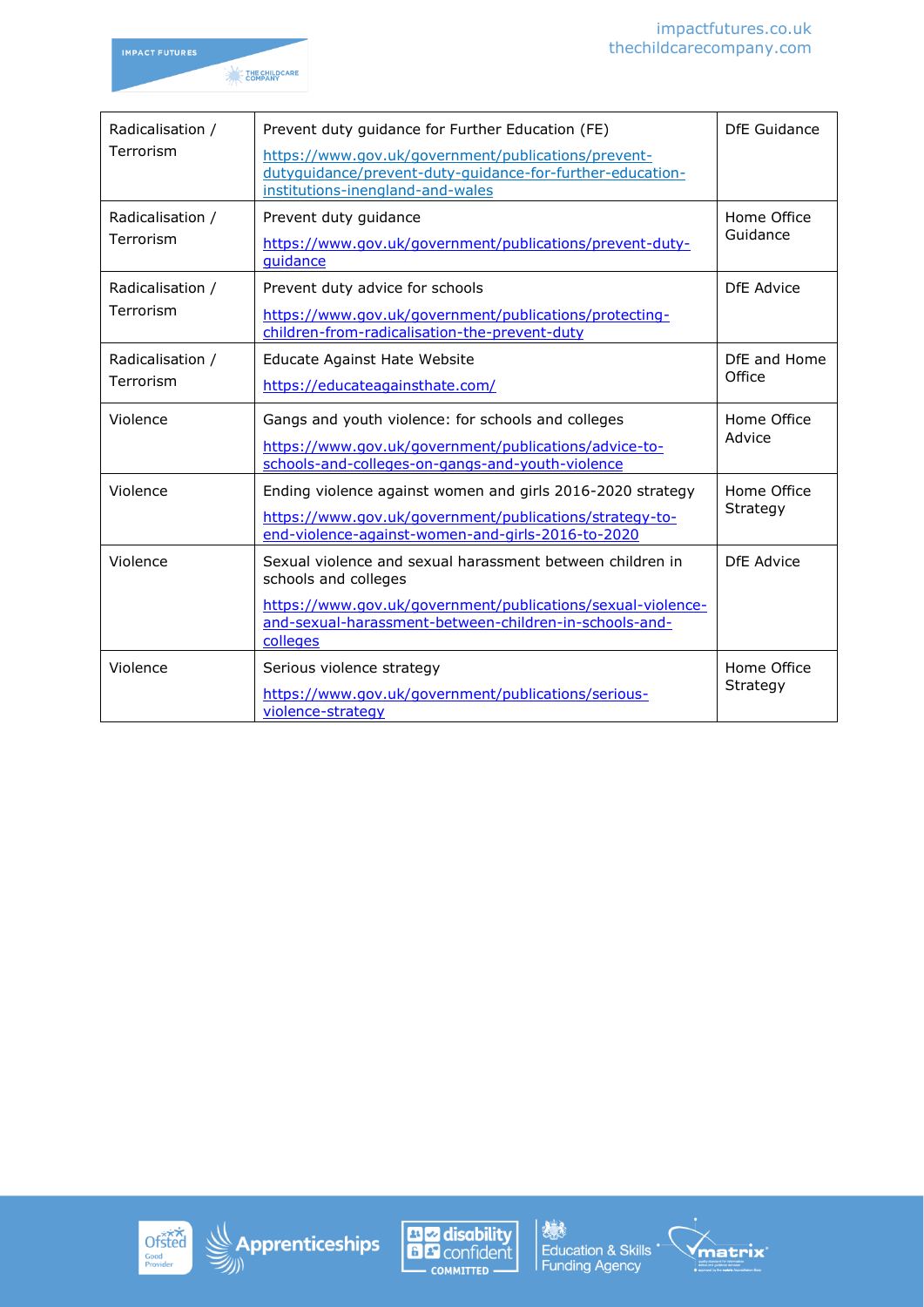| Radicalisation / Terrorism | Prevent duty guidance for Further Education (FE) https://www.gov.uk/government/publications/prevent-dutyguidance/prevent-duty-guidance-for-further-education-institutions-inengland-and-wales | DfE Guidance |
|---|---|---|
| Radicalisation / Terrorism | Prevent duty guidance https://www.gov.uk/government/publications/prevent-duty-guidance | Home Office Guidance |
| Radicalisation / Terrorism | Prevent duty advice for schools https://www.gov.uk/government/publications/protecting-children-from-radicalisation-the-prevent-duty | DfE Advice |
| Radicalisation / Terrorism | Educate Against Hate Website https://educateagainsthate.com/ | DfE and Home Office |
| Violence | Gangs and youth violence: for schools and colleges https://www.gov.uk/government/publications/advice-to-schools-and-colleges-on-gangs-and-youth-violence | Home Office Advice |
| Violence | Ending violence against women and girls 2016-2020 strategy https://www.gov.uk/government/publications/strategy-to-end-violence-against-women-and-girls-2016-to-2020 | Home Office Strategy |
| Violence | Sexual violence and sexual harassment between children in schools and colleges https://www.gov.uk/government/publications/sexual-violence-and-sexual-harassment-between-children-in-schools-and-colleges | DfE Advice |
| Violence | Serious violence strategy https://www.gov.uk/government/publications/serious-violence-strategy | Home Office Strategy |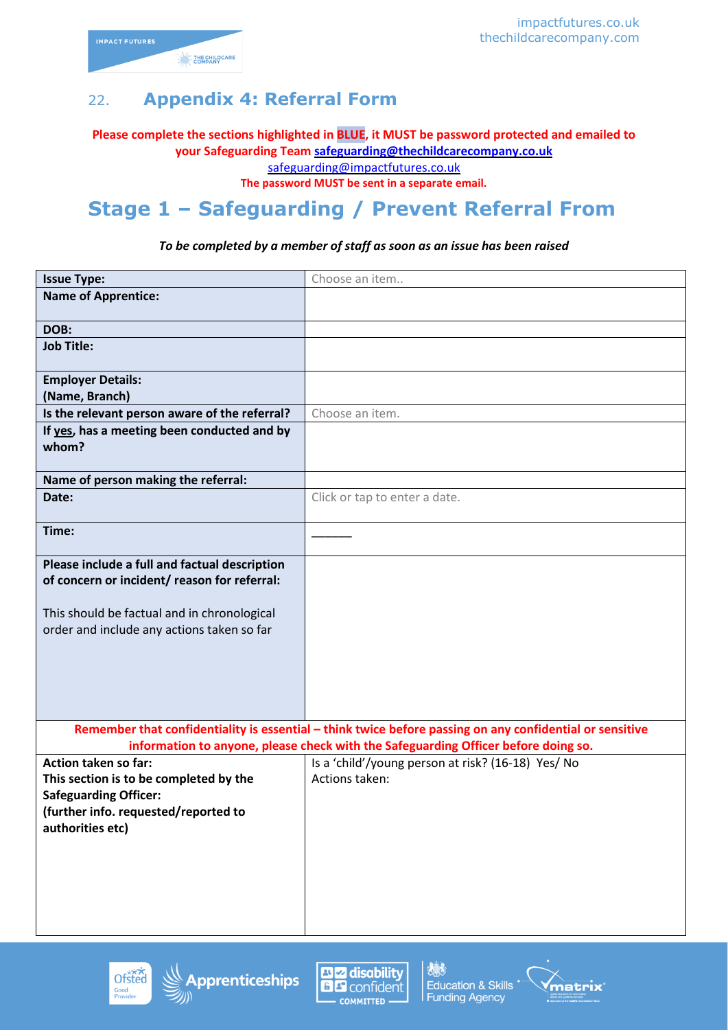## 22. Appendix 4: Referral Form

**Please complete the sections highlighted in BLUE, it MUST be password protected and emailed to your Safeguarding Team safeguarding@thechildcarecompany.co.uk**
safeguarding@impactfutures.co.uk
**The password MUST be sent in a separate email.**

# Stage 1 – Safeguarding / Prevent Referral From

***To be completed by a member of staff as soon as an issue has been raised***

| **Issue Type:** | Choose an item.. |
|---|---|
| **Name of Apprentice:** | |
| **DOB:** | |
| **Job Title:** | |
| **Employer Details: (Name, Branch)** | |
| **Is the relevant person aware of the referral?** | Choose an item. |
| **If yes, has a meeting been conducted and by whom?** | |
| **Name of person making the referral:** | |
| **Date:** | Click or tap to enter a date. |
| **Time:** | ______ |
| **Please include a full and factual description of concern or incident/ reason for referral:** This should be factual and in chronological order and include any actions taken so far | |
| **Remember that confidentiality is essential – think twice before passing on any confidential or sensitive information to anyone, please check with the Safeguarding Officer before doing so.** | |
| **Action taken so far: This section is to be completed by the Safeguarding Officer: (further info. requested/reported to authorities etc)** | Is a 'child'/young person at risk? (16-18) Yes/ No Actions taken: |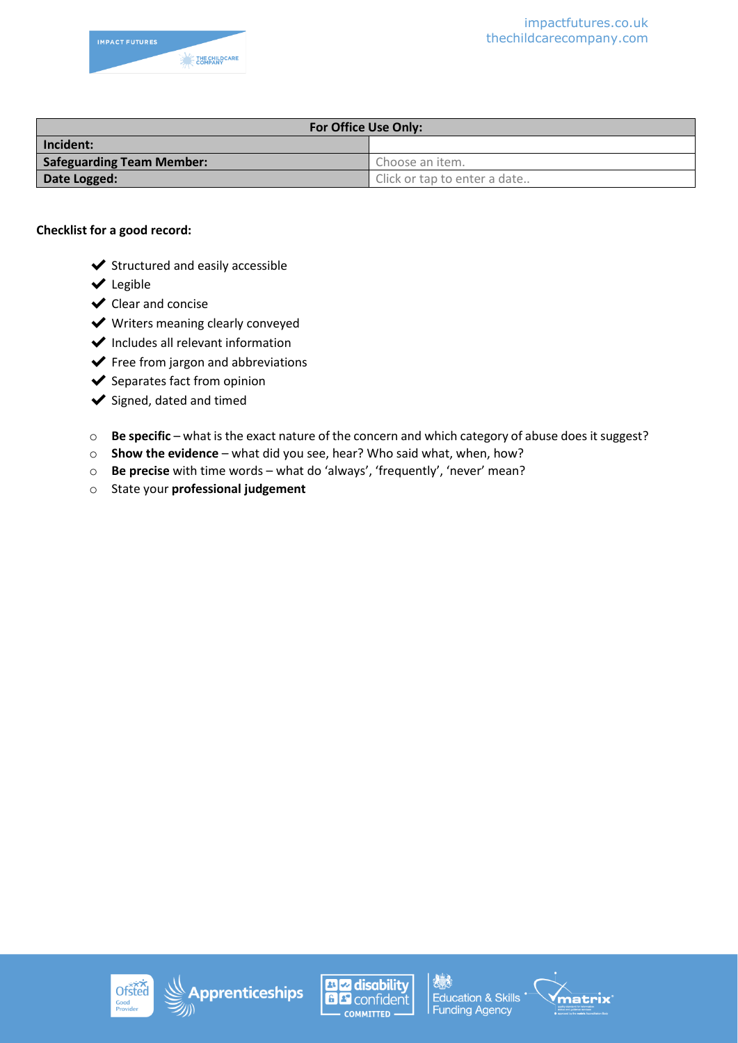| For Office Use Only: | |
|---|---|
| **Incident:** | |
| **Safeguarding Team Member:** | Choose an item. |
| **Date Logged:** | Click or tap to enter a date.. |

**Checklist for a good record:**

- ✔ Structured and easily accessible
- ✔ Legible
- ✔ Clear and concise
- ✔ Writers meaning clearly conveyed
- ✔ Includes all relevant information
- ✔ Free from jargon and abbreviations
- ✔ Separates fact from opinion
- ✔ Signed, dated and timed

- **Be specific** – what is the exact nature of the concern and which category of abuse does it suggest?
- **Show the evidence** – what did you see, hear? Who said what, when, how?
- **Be precise** with time words – what do 'always', 'frequently', 'never' mean?
- State your **professional judgement**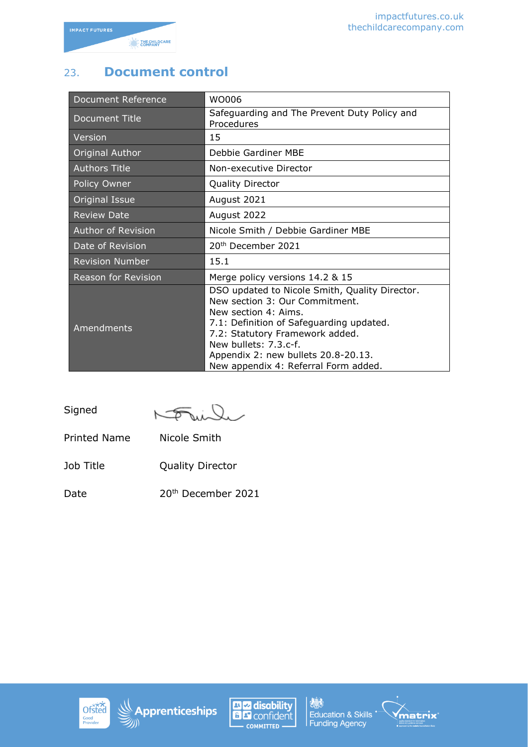## 23. Document control

| | |
|---|---|
| Document Reference | WO006 |
| Document Title | Safeguarding and The Prevent Duty Policy and Procedures |
| Version | 15 |
| Original Author | Debbie Gardiner MBE |
| Authors Title | Non-executive Director |
| Policy Owner | Quality Director |
| Original Issue | August 2021 |
| Review Date | August 2022 |
| Author of Revision | Nicole Smith / Debbie Gardiner MBE |
| Date of Revision | 20th December 2021 |
| Revision Number | 15.1 |
| Reason for Revision | Merge policy versions 14.2 & 15 |
| Amendments | DSO updated to Nicole Smith, Quality Director.<br>New section 3: Our Commitment.<br>New section 4: Aims.<br>7.1: Definition of Safeguarding updated.<br>7.2: Statutory Framework added.<br>New bullets: 7.3.c-f.<br>Appendix 2: new bullets 20.8-20.13.<br>New appendix 4: Referral Form added. |

Signed

Printed Name Nicole Smith

Job Title Quality Director

Date 20th December 2021